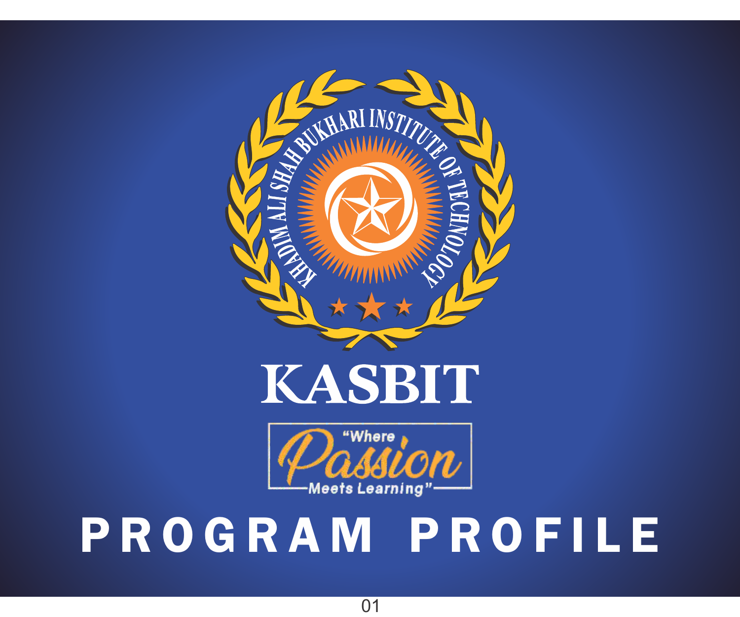KHADIM ALI SHAH BUKHARI INSTITUTE OF TECHNOLOGY

# KASBIT

"Where *Passion* Meets Learning"

# PROGRAM PROFILE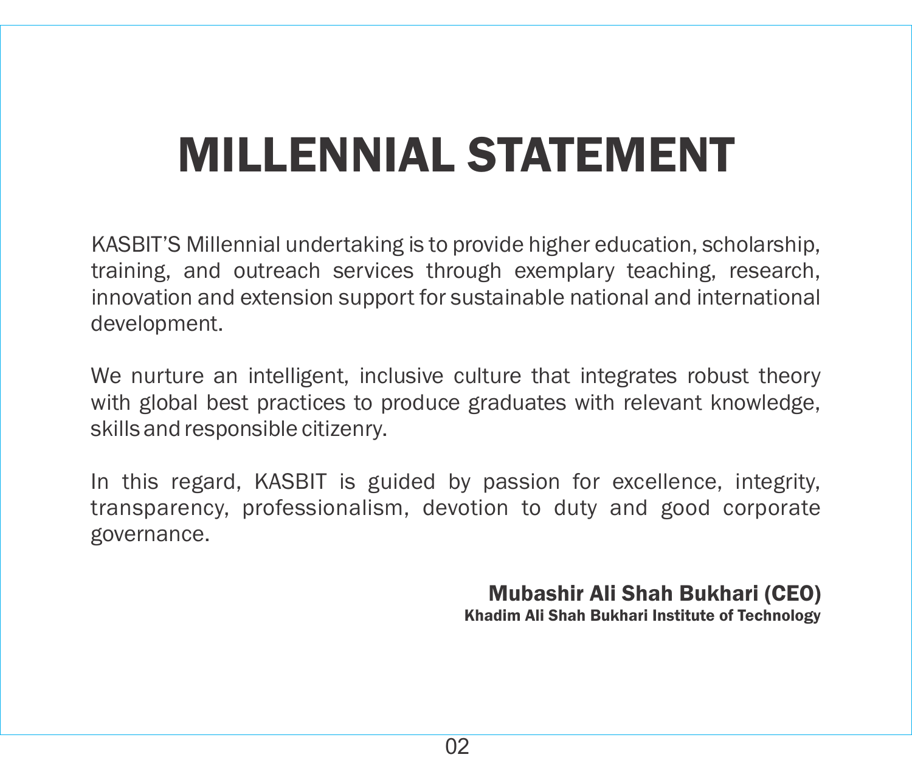# MILLENNIAL STATEMENT

KASBIT'S Millennial undertaking is to provide higher education, scholarship, training, and outreach services through exemplary teaching, research, innovation and extension support for sustainable national and international development.

We nurture an intelligent, inclusive culture that integrates robust theory with global best practices to produce graduates with relevant knowledge, skills and responsible citizenry.

In this regard, KASBIT is guided by passion for excellence, integrity, transparency, professionalism, devotion to duty and good corporate governance.

**Mubashir Ali Shah Bukhari (CEO)**
**Khadim Ali Shah Bukhari Institute of Technology**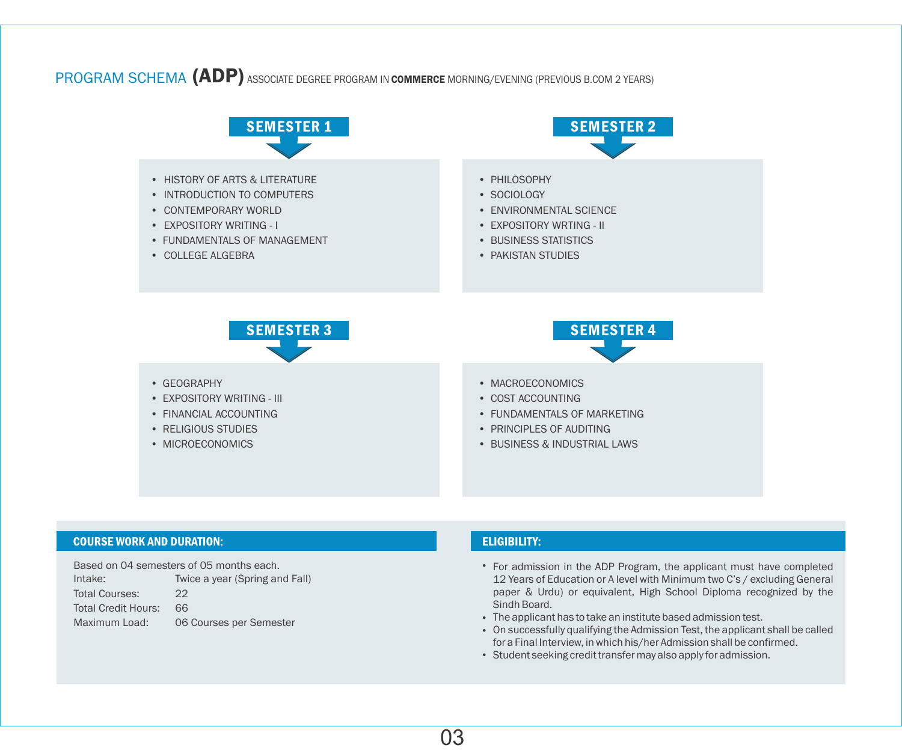## PROGRAM SCHEMA **(ADP)** ASSOCIATE DEGREE PROGRAM IN **COMMERCE** MORNING/EVENING (PREVIOUS B.COM 2 YEARS)

### SEMESTER 1

- HISTORY OF ARTS & LITERATURE
- INTRODUCTION TO COMPUTERS
- CONTEMPORARY WORLD
- EXPOSITORY WRITING - I
- FUNDAMENTALS OF MANAGEMENT
- COLLEGE ALGEBRA

### SEMESTER 2

- PHILOSOPHY
- SOCIOLOGY
- ENVIRONMENTAL SCIENCE
- EXPOSITORY WRTING - II
- BUSINESS STATISTICS
- PAKISTAN STUDIES

### SEMESTER 3

- GEOGRAPHY
- EXPOSITORY WRITING - III
- FINANCIAL ACCOUNTING
- RELIGIOUS STUDIES
- MICROECONOMICS

### SEMESTER 4

- MACROECONOMICS
- COST ACCOUNTING
- FUNDAMENTALS OF MARKETING
- PRINCIPLES OF AUDITING
- BUSINESS & INDUSTRIAL LAWS

### COURSE WORK AND DURATION:

Based on 04 semesters of 05 months each.

| | |
|---|---|
| Intake: | Twice a year (Spring and Fall) |
| Total Courses: | 22 |
| Total Credit Hours: | 66 |
| Maximum Load: | 06 Courses per Semester |

### ELIGIBILITY:

- For admission in the ADP Program, the applicant must have completed 12 Years of Education or A level with Minimum two C's / excluding General paper & Urdu) or equivalent, High School Diploma recognized by the Sindh Board.
- The applicant has to take an institute based admission test.
- On successfully qualifying the Admission Test, the applicant shall be called for a Final Interview, in which his/her Admission shall be confirmed.
- Student seeking credit transfer may also apply for admission.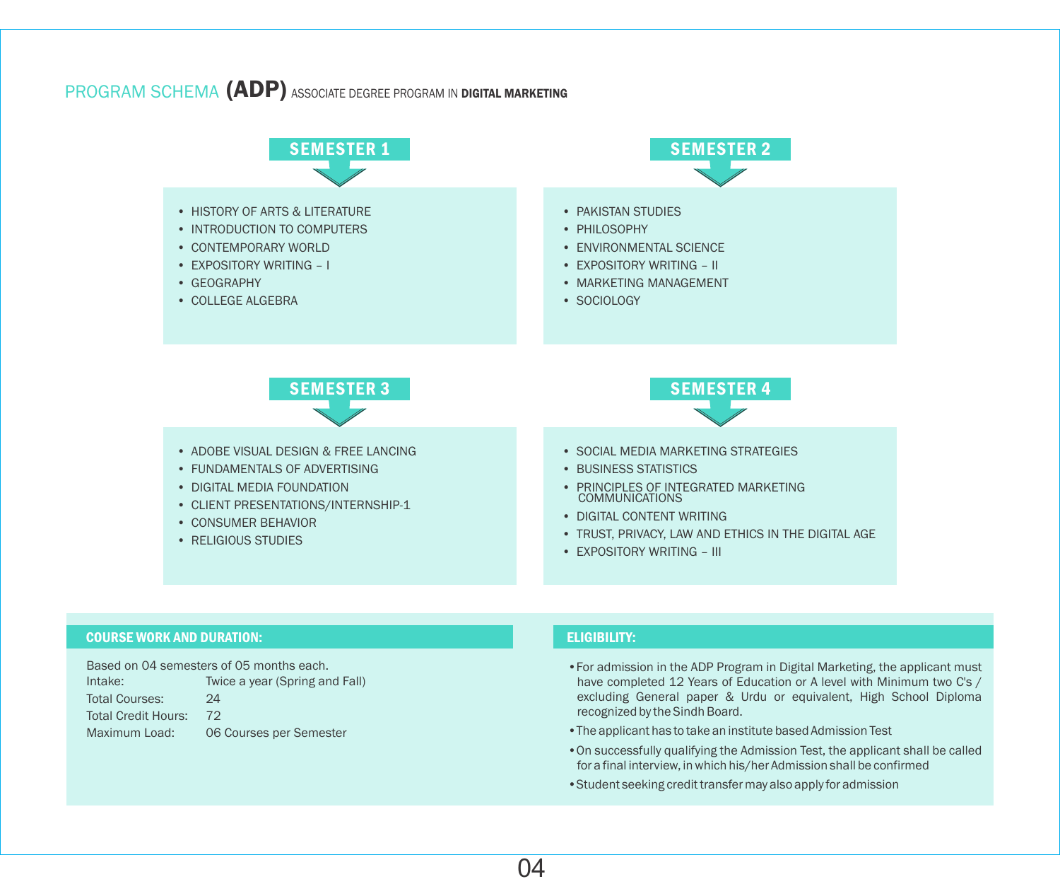# PROGRAM SCHEMA **(ADP)** ASSOCIATE DEGREE PROGRAM IN **DIGITAL MARKETING**

## SEMESTER 1

- HISTORY OF ARTS & LITERATURE
- INTRODUCTION TO COMPUTERS
- CONTEMPORARY WORLD
- EXPOSITORY WRITING – I
- GEOGRAPHY
- COLLEGE ALGEBRA

## SEMESTER 2

- PAKISTAN STUDIES
- PHILOSOPHY
- ENVIRONMENTAL SCIENCE
- EXPOSITORY WRITING – II
- MARKETING MANAGEMENT
- SOCIOLOGY

## SEMESTER 3

- ADOBE VISUAL DESIGN & FREE LANCING
- FUNDAMENTALS OF ADVERTISING
- DIGITAL MEDIA FOUNDATION
- CLIENT PRESENTATIONS/INTERNSHIP-1
- CONSUMER BEHAVIOR
- RELIGIOUS STUDIES

## SEMESTER 4

- SOCIAL MEDIA MARKETING STRATEGIES
- BUSINESS STATISTICS
- PRINCIPLES OF INTEGRATED MARKETING COMMUNICATIONS
- DIGITAL CONTENT WRITING
- TRUST, PRIVACY, LAW AND ETHICS IN THE DIGITAL AGE
- EXPOSITORY WRITING – III

### COURSE WORK AND DURATION:

Based on 04 semesters of 05 months each.

| | |
|---|---|
| Intake: | Twice a year (Spring and Fall) |
| Total Courses: | 24 |
| Total Credit Hours: | 72 |
| Maximum Load: | 06 Courses per Semester |

### ELIGIBILITY:

- For admission in the ADP Program in Digital Marketing, the applicant must have completed 12 Years of Education or A level with Minimum two C's / excluding General paper & Urdu or equivalent, High School Diploma recognized by the Sindh Board.
- The applicant has to take an institute based Admission Test
- On successfully qualifying the Admission Test, the applicant shall be called for a final interview, in which his/her Admission shall be confirmed
- Student seeking credit transfer may also apply for admission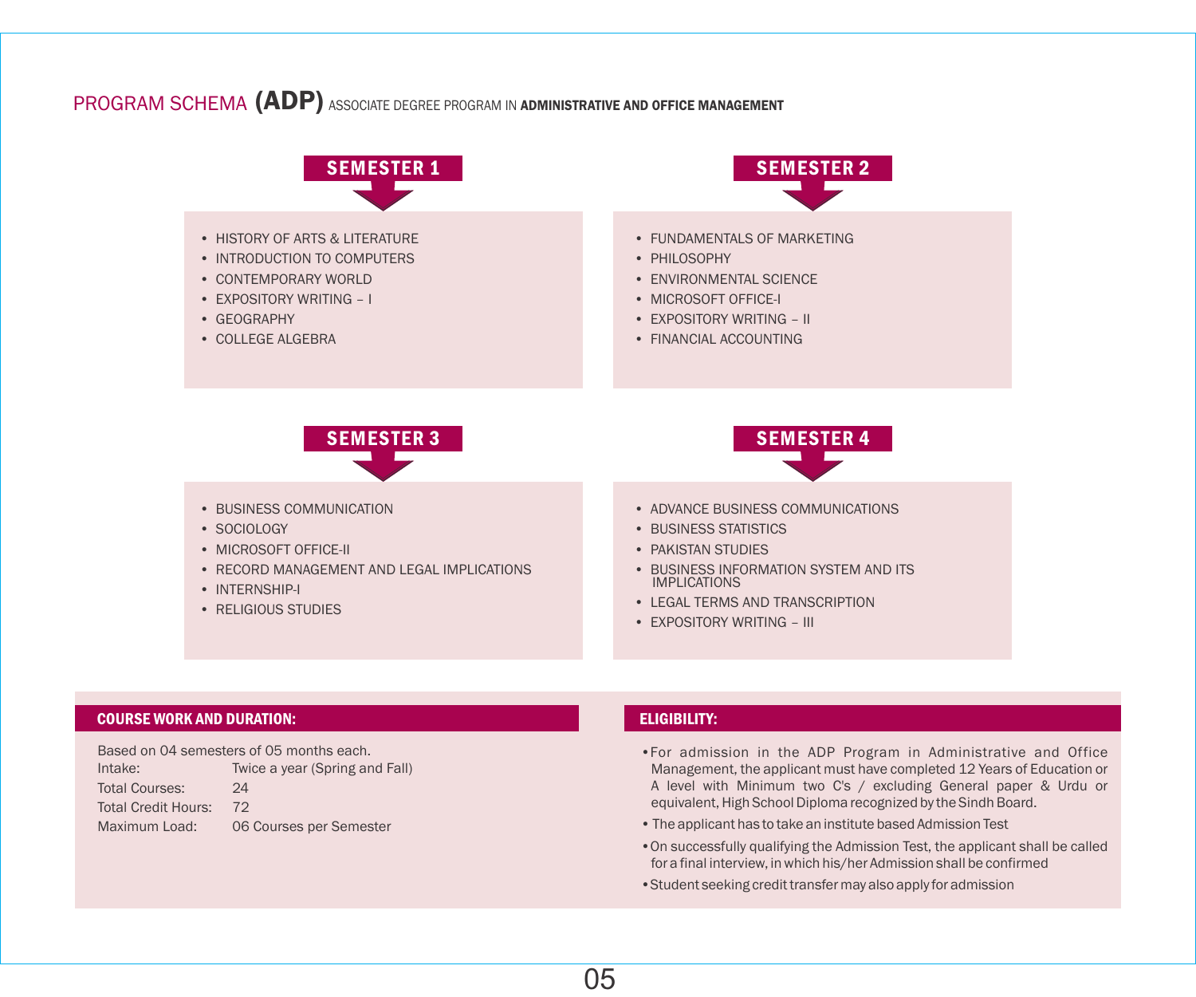# PROGRAM SCHEMA **(ADP)** ASSOCIATE DEGREE PROGRAM IN **ADMINISTRATIVE AND OFFICE MANAGEMENT**

## SEMESTER 1

- HISTORY OF ARTS & LITERATURE
- INTRODUCTION TO COMPUTERS
- CONTEMPORARY WORLD
- EXPOSITORY WRITING – I
- GEOGRAPHY
- COLLEGE ALGEBRA

## SEMESTER 2

- FUNDAMENTALS OF MARKETING
- PHILOSOPHY
- ENVIRONMENTAL SCIENCE
- MICROSOFT OFFICE-I
- EXPOSITORY WRITING – II
- FINANCIAL ACCOUNTING

## SEMESTER 3

- BUSINESS COMMUNICATION
- SOCIOLOGY
- MICROSOFT OFFICE-II
- RECORD MANAGEMENT AND LEGAL IMPLICATIONS
- INTERNSHIP-I
- RELIGIOUS STUDIES

## SEMESTER 4

- ADVANCE BUSINESS COMMUNICATIONS
- BUSINESS STATISTICS
- PAKISTAN STUDIES
- BUSINESS INFORMATION SYSTEM AND ITS IMPLICATIONS
- LEGAL TERMS AND TRANSCRIPTION
- EXPOSITORY WRITING – III

## COURSE WORK AND DURATION:

Based on 04 semesters of 05 months each.

| | |
|---|---|
| Intake: | Twice a year (Spring and Fall) |
| Total Courses: | 24 |
| Total Credit Hours: | 72 |
| Maximum Load: | 06 Courses per Semester |

## ELIGIBILITY:

- For admission in the ADP Program in Administrative and Office Management, the applicant must have completed 12 Years of Education or A level with Minimum two C's / excluding General paper & Urdu or equivalent, High School Diploma recognized by the Sindh Board.
- The applicant has to take an institute based Admission Test
- On successfully qualifying the Admission Test, the applicant shall be called for a final interview, in which his/her Admission shall be confirmed
- Student seeking credit transfer may also apply for admission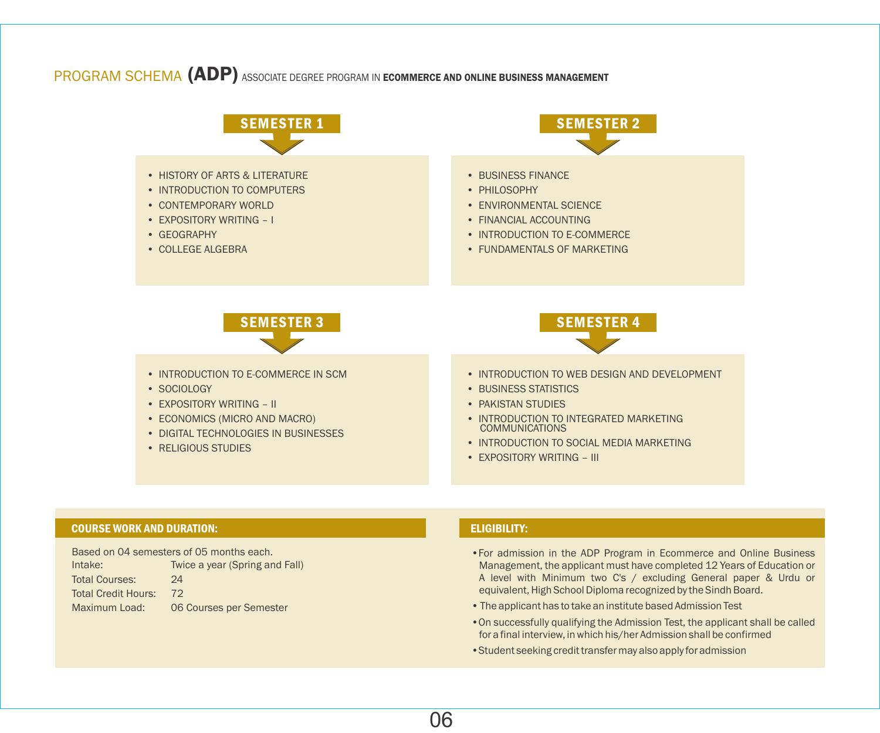# PROGRAM SCHEMA (ADP) ASSOCIATE DEGREE PROGRAM IN ECOMMERCE AND ONLINE BUSINESS MANAGEMENT

## SEMESTER 1

- HISTORY OF ARTS & LITERATURE
- INTRODUCTION TO COMPUTERS
- CONTEMPORARY WORLD
- EXPOSITORY WRITING – I
- GEOGRAPHY
- COLLEGE ALGEBRA

## SEMESTER 2

- BUSINESS FINANCE
- PHILOSOPHY
- ENVIRONMENTAL SCIENCE
- FINANCIAL ACCOUNTING
- INTRODUCTION TO E-COMMERCE
- FUNDAMENTALS OF MARKETING

## SEMESTER 3

- INTRODUCTION TO E-COMMERCE IN SCM
- SOCIOLOGY
- EXPOSITORY WRITING – II
- ECONOMICS (MICRO AND MACRO)
- DIGITAL TECHNOLOGIES IN BUSINESSES
- RELIGIOUS STUDIES

## SEMESTER 4

- INTRODUCTION TO WEB DESIGN AND DEVELOPMENT
- BUSINESS STATISTICS
- PAKISTAN STUDIES
- INTRODUCTION TO INTEGRATED MARKETING COMMUNICATIONS
- INTRODUCTION TO SOCIAL MEDIA MARKETING
- EXPOSITORY WRITING – III

### COURSE WORK AND DURATION:

Based on 04 semesters of 05 months each.

| | |
|---|---|
| Intake: | Twice a year (Spring and Fall) |
| Total Courses: | 24 |
| Total Credit Hours: | 72 |
| Maximum Load: | 06 Courses per Semester |

### ELIGIBILITY:

- For admission in the ADP Program in Ecommerce and Online Business Management, the applicant must have completed 12 Years of Education or A level with Minimum two C's / excluding General paper & Urdu or equivalent, High School Diploma recognized by the Sindh Board.
- The applicant has to take an institute based Admission Test
- On successfully qualifying the Admission Test, the applicant shall be called for a final interview, in which his/her Admission shall be confirmed
- Student seeking credit transfer may also apply for admission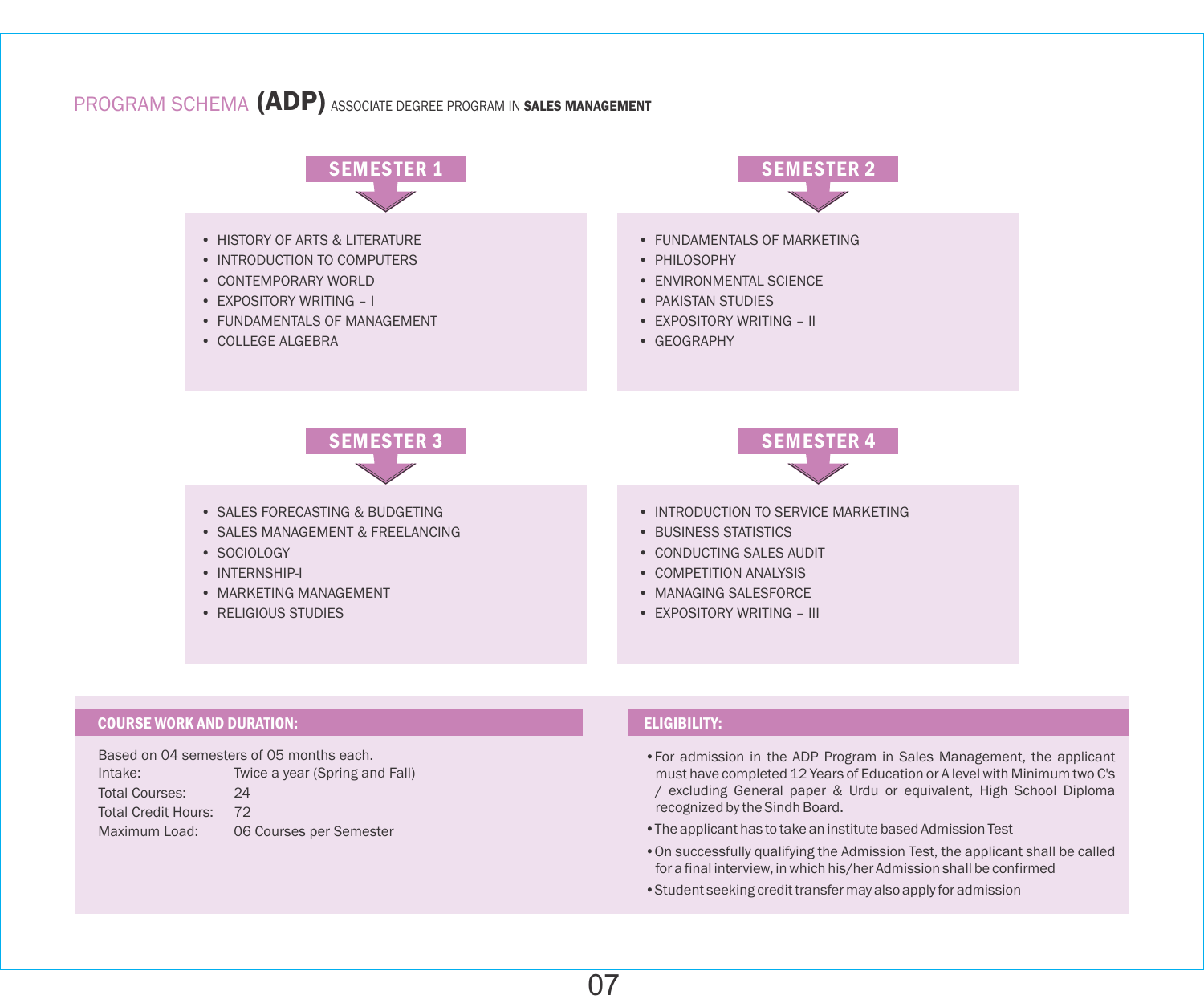# PROGRAM SCHEMA (ADP) ASSOCIATE DEGREE PROGRAM IN SALES MANAGEMENT

## SEMESTER 1

- HISTORY OF ARTS & LITERATURE
- INTRODUCTION TO COMPUTERS
- CONTEMPORARY WORLD
- EXPOSITORY WRITING – I
- FUNDAMENTALS OF MANAGEMENT
- COLLEGE ALGEBRA

## SEMESTER 2

- FUNDAMENTALS OF MARKETING
- PHILOSOPHY
- ENVIRONMENTAL SCIENCE
- PAKISTAN STUDIES
- EXPOSITORY WRITING – II
- GEOGRAPHY

## SEMESTER 3

- SALES FORECASTING & BUDGETING
- SALES MANAGEMENT & FREELANCING
- SOCIOLOGY
- INTERNSHIP-I
- MARKETING MANAGEMENT
- RELIGIOUS STUDIES

## SEMESTER 4

- INTRODUCTION TO SERVICE MARKETING
- BUSINESS STATISTICS
- CONDUCTING SALES AUDIT
- COMPETITION ANALYSIS
- MANAGING SALESFORCE
- EXPOSITORY WRITING – III

### COURSE WORK AND DURATION:

Based on 04 semesters of 05 months each.

| | |
|---|---|
| Intake: | Twice a year (Spring and Fall) |
| Total Courses: | 24 |
| Total Credit Hours: | 72 |
| Maximum Load: | 06 Courses per Semester |

### ELIGIBILITY:

- For admission in the ADP Program in Sales Management, the applicant must have completed 12 Years of Education or A level with Minimum two C's / excluding General paper & Urdu or equivalent, High School Diploma recognized by the Sindh Board.
- The applicant has to take an institute based Admission Test
- On successfully qualifying the Admission Test, the applicant shall be called for a final interview, in which his/her Admission shall be confirmed
- Student seeking credit transfer may also apply for admission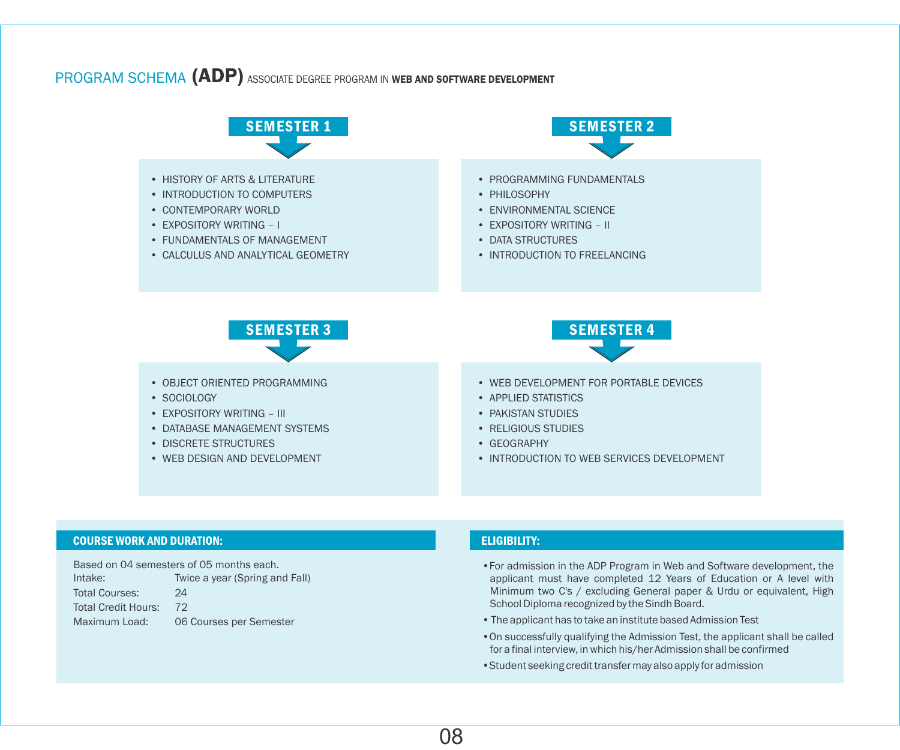# PROGRAM SCHEMA **(ADP)** ASSOCIATE DEGREE PROGRAM IN **WEB AND SOFTWARE DEVELOPMENT**

## SEMESTER 1

- HISTORY OF ARTS & LITERATURE
- INTRODUCTION TO COMPUTERS
- CONTEMPORARY WORLD
- EXPOSITORY WRITING – I
- FUNDAMENTALS OF MANAGEMENT
- CALCULUS AND ANALYTICAL GEOMETRY

## SEMESTER 2

- PROGRAMMING FUNDAMENTALS
- PHILOSOPHY
- ENVIRONMENTAL SCIENCE
- EXPOSITORY WRITING – II
- DATA STRUCTURES
- INTRODUCTION TO FREELANCING

## SEMESTER 3

- OBJECT ORIENTED PROGRAMMING
- SOCIOLOGY
- EXPOSITORY WRITING – III
- DATABASE MANAGEMENT SYSTEMS
- DISCRETE STRUCTURES
- WEB DESIGN AND DEVELOPMENT

## SEMESTER 4

- WEB DEVELOPMENT FOR PORTABLE DEVICES
- APPLIED STATISTICS
- PAKISTAN STUDIES
- RELIGIOUS STUDIES
- GEOGRAPHY
- INTRODUCTION TO WEB SERVICES DEVELOPMENT

### COURSE WORK AND DURATION:

Based on 04 semesters of 05 months each.

| | |
|---|---|
| Intake: | Twice a year (Spring and Fall) |
| Total Courses: | 24 |
| Total Credit Hours: | 72 |
| Maximum Load: | 06 Courses per Semester |

### ELIGIBILITY:

- For admission in the ADP Program in Web and Software development, the applicant must have completed 12 Years of Education or A level with Minimum two C's / excluding General paper & Urdu or equivalent, High School Diploma recognized by the Sindh Board.
- The applicant has to take an institute based Admission Test
- On successfully qualifying the Admission Test, the applicant shall be called for a final interview, in which his/her Admission shall be confirmed
- Student seeking credit transfer may also apply for admission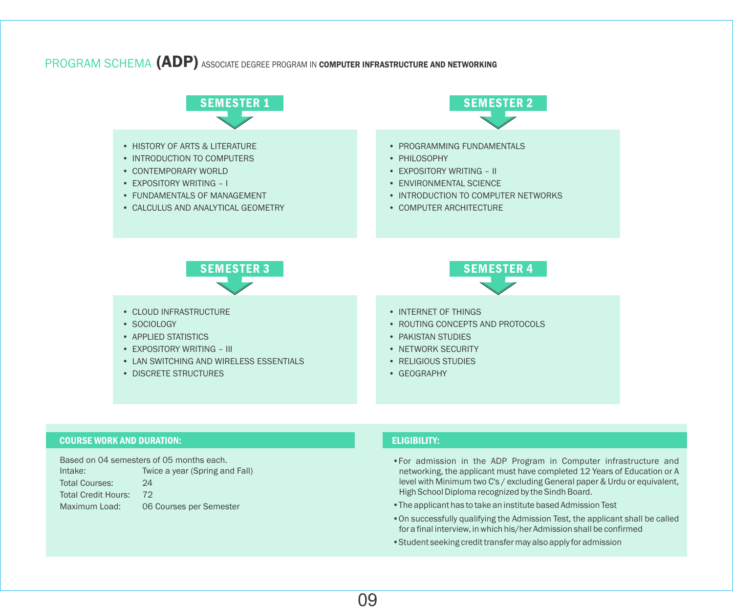# PROGRAM SCHEMA **(ADP)** ASSOCIATE DEGREE PROGRAM IN **COMPUTER INFRASTRUCTURE AND NETWORKING**

## SEMESTER 1

- HISTORY OF ARTS & LITERATURE
- INTRODUCTION TO COMPUTERS
- CONTEMPORARY WORLD
- EXPOSITORY WRITING – I
- FUNDAMENTALS OF MANAGEMENT
- CALCULUS AND ANALYTICAL GEOMETRY

## SEMESTER 2

- PROGRAMMING FUNDAMENTALS
- PHILOSOPHY
- EXPOSITORY WRITING – II
- ENVIRONMENTAL SCIENCE
- INTRODUCTION TO COMPUTER NETWORKS
- COMPUTER ARCHITECTURE

## SEMESTER 3

- CLOUD INFRASTRUCTURE
- SOCIOLOGY
- APPLIED STATISTICS
- EXPOSITORY WRITING – III
- LAN SWITCHING AND WIRELESS ESSENTIALS
- DISCRETE STRUCTURES

## SEMESTER 4

- INTERNET OF THINGS
- ROUTING CONCEPTS AND PROTOCOLS
- PAKISTAN STUDIES
- NETWORK SECURITY
- RELIGIOUS STUDIES
- GEOGRAPHY

### COURSE WORK AND DURATION:

Based on 04 semesters of 05 months each.

| | |
|---|---|
| Intake: | Twice a year (Spring and Fall) |
| Total Courses: | 24 |
| Total Credit Hours: | 72 |
| Maximum Load: | 06 Courses per Semester |

### ELIGIBILITY:

- For admission in the ADP Program in Computer infrastructure and networking, the applicant must have completed 12 Years of Education or A level with Minimum two C's / excluding General paper & Urdu or equivalent, High School Diploma recognized by the Sindh Board.
- The applicant has to take an institute based Admission Test
- On successfully qualifying the Admission Test, the applicant shall be called for a final interview, in which his/her Admission shall be confirmed
- Student seeking credit transfer may also apply for admission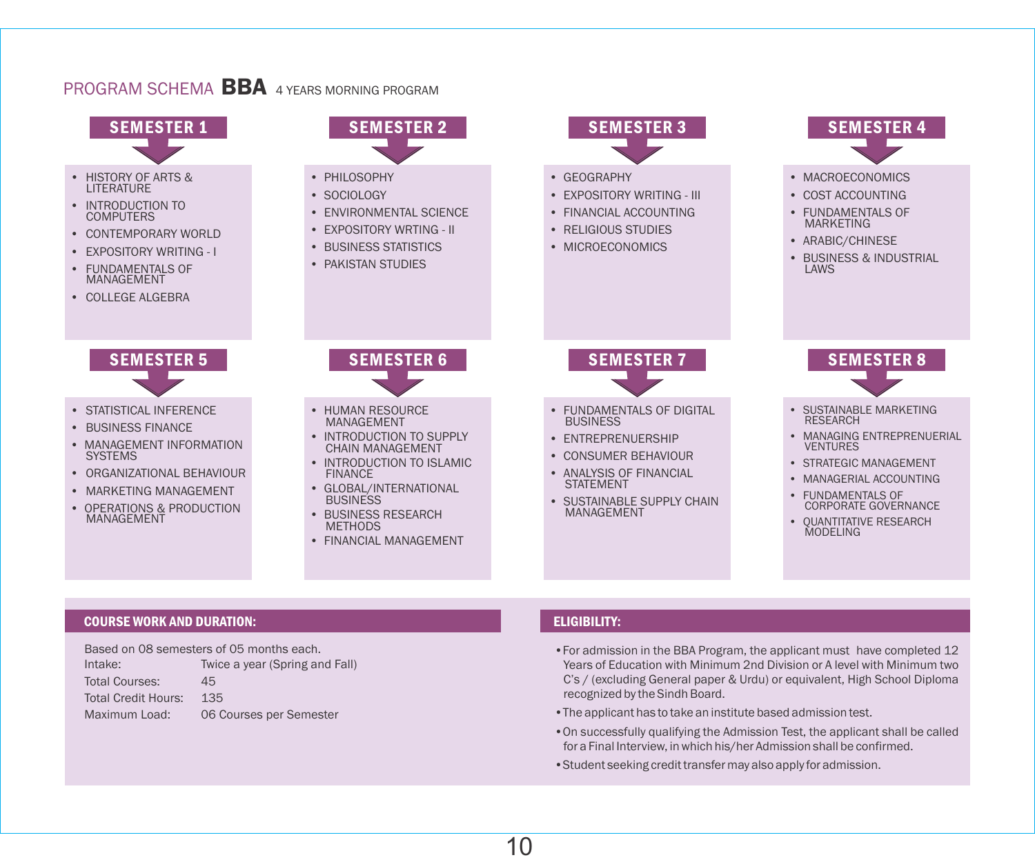# PROGRAM SCHEMA **BBA** 4 YEARS MORNING PROGRAM

## SEMESTER 1

- HISTORY OF ARTS & LITERATURE
- INTRODUCTION TO COMPUTERS
- CONTEMPORARY WORLD
- EXPOSITORY WRITING - I
- FUNDAMENTALS OF MANAGEMENT
- COLLEGE ALGEBRA

## SEMESTER 2

- PHILOSOPHY
- SOCIOLOGY
- ENVIRONMENTAL SCIENCE
- EXPOSITORY WRTING - II
- BUSINESS STATISTICS
- PAKISTAN STUDIES

## SEMESTER 3

- GEOGRAPHY
- EXPOSITORY WRITING - III
- FINANCIAL ACCOUNTING
- RELIGIOUS STUDIES
- MICROECONOMICS

## SEMESTER 4

- MACROECONOMICS
- COST ACCOUNTING
- FUNDAMENTALS OF MARKETING
- ARABIC/CHINESE
- BUSINESS & INDUSTRIAL LAWS

## SEMESTER 5

- STATISTICAL INFERENCE
- BUSINESS FINANCE
- MANAGEMENT INFORMATION SYSTEMS
- ORGANIZATIONAL BEHAVIOUR
- MARKETING MANAGEMENT
- OPERATIONS & PRODUCTION MANAGEMENT

## SEMESTER 6

- HUMAN RESOURCE MANAGEMENT
- INTRODUCTION TO SUPPLY CHAIN MANAGEMENT
- INTRODUCTION TO ISLAMIC FINANCE
- GLOBAL/INTERNATIONAL BUSINESS
- BUSINESS RESEARCH METHODS
- FINANCIAL MANAGEMENT

## SEMESTER 7

- FUNDAMENTALS OF DIGITAL BUSINESS
- ENTREPRENEURSHIP
- CONSUMER BEHAVIOUR
- ANALYSIS OF FINANCIAL STATEMENT
- SUSTAINABLE SUPPLY CHAIN MANAGEMENT

## SEMESTER 8

- SUSTAINABLE MARKETING RESEARCH
- MANAGING ENTREPRENEURIAL VENTURES
- STRATEGIC MANAGEMENT
- MANAGERIAL ACCOUNTING
- FUNDAMENTALS OF CORPORATE GOVERNANCE
- QUANTITATIVE RESEARCH MODELING

## COURSE WORK AND DURATION:

Based on 08 semesters of 05 months each.

| | |
|---|---|
| Intake: | Twice a year (Spring and Fall) |
| Total Courses: | 45 |
| Total Credit Hours: | 135 |
| Maximum Load: | 06 Courses per Semester |

## ELIGIBILITY:

- For admission in the BBA Program, the applicant must have completed 12 Years of Education with Minimum 2nd Division or A level with Minimum two C's / (excluding General paper & Urdu) or equivalent, High School Diploma recognized by the Sindh Board.
- The applicant has to take an institute based admission test.
- On successfully qualifying the Admission Test, the applicant shall be called for a Final Interview, in which his/her Admission shall be confirmed.
- Student seeking credit transfer may also apply for admission.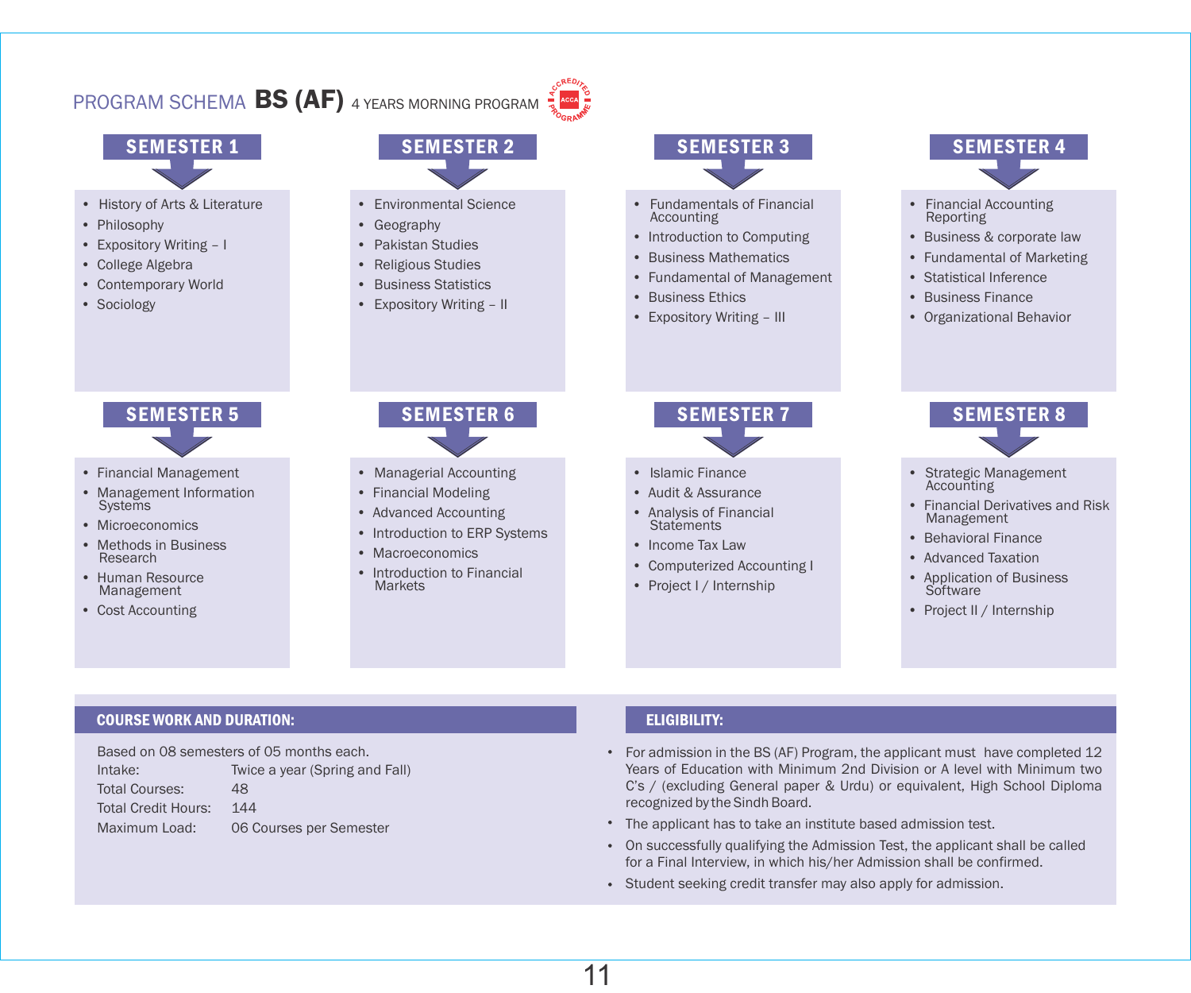# PROGRAM SCHEMA **BS (AF)** 4 YEARS MORNING PROGRAM

ACCREDITED PROGRAMME ACCA

## SEMESTER 1

- History of Arts & Literature
- Philosophy
- Expository Writing – I
- College Algebra
- Contemporary World
- Sociology

## SEMESTER 2

- Environmental Science
- Geography
- Pakistan Studies
- Religious Studies
- Business Statistics
- Expository Writing – II

## SEMESTER 3

- Fundamentals of Financial Accounting
- Introduction to Computing
- Business Mathematics
- Fundamental of Management
- Business Ethics
- Expository Writing – III

## SEMESTER 4

- Financial Accounting Reporting
- Business & corporate law
- Fundamental of Marketing
- Statistical Inference
- Business Finance
- Organizational Behavior

## SEMESTER 5

- Financial Management
- Management Information Systems
- Microeconomics
- Methods in Business Research
- Human Resource Management
- Cost Accounting

## SEMESTER 6

- Managerial Accounting
- Financial Modeling
- Advanced Accounting
- Introduction to ERP Systems
- Macroeconomics
- Introduction to Financial Markets

## SEMESTER 7

- Islamic Finance
- Audit & Assurance
- Analysis of Financial Statements
- Income Tax Law
- Computerized Accounting I
- Project I / Internship

## SEMESTER 8

- Strategic Management Accounting
- Financial Derivatives and Risk Management
- Behavioral Finance
- Advanced Taxation
- Application of Business Software
- Project II / Internship

## COURSE WORK AND DURATION:

Based on 08 semesters of 05 months each.

| | |
|---|---|
| Intake: | Twice a year (Spring and Fall) |
| Total Courses: | 48 |
| Total Credit Hours: | 144 |
| Maximum Load: | 06 Courses per Semester |

## ELIGIBILITY:

- For admission in the BS (AF) Program, the applicant must have completed 12 Years of Education with Minimum 2nd Division or A level with Minimum two C's / (excluding General paper & Urdu) or equivalent, High School Diploma recognized by the Sindh Board.
- The applicant has to take an institute based admission test.
- On successfully qualifying the Admission Test, the applicant shall be called for a Final Interview, in which his/her Admission shall be confirmed.
- Student seeking credit transfer may also apply for admission.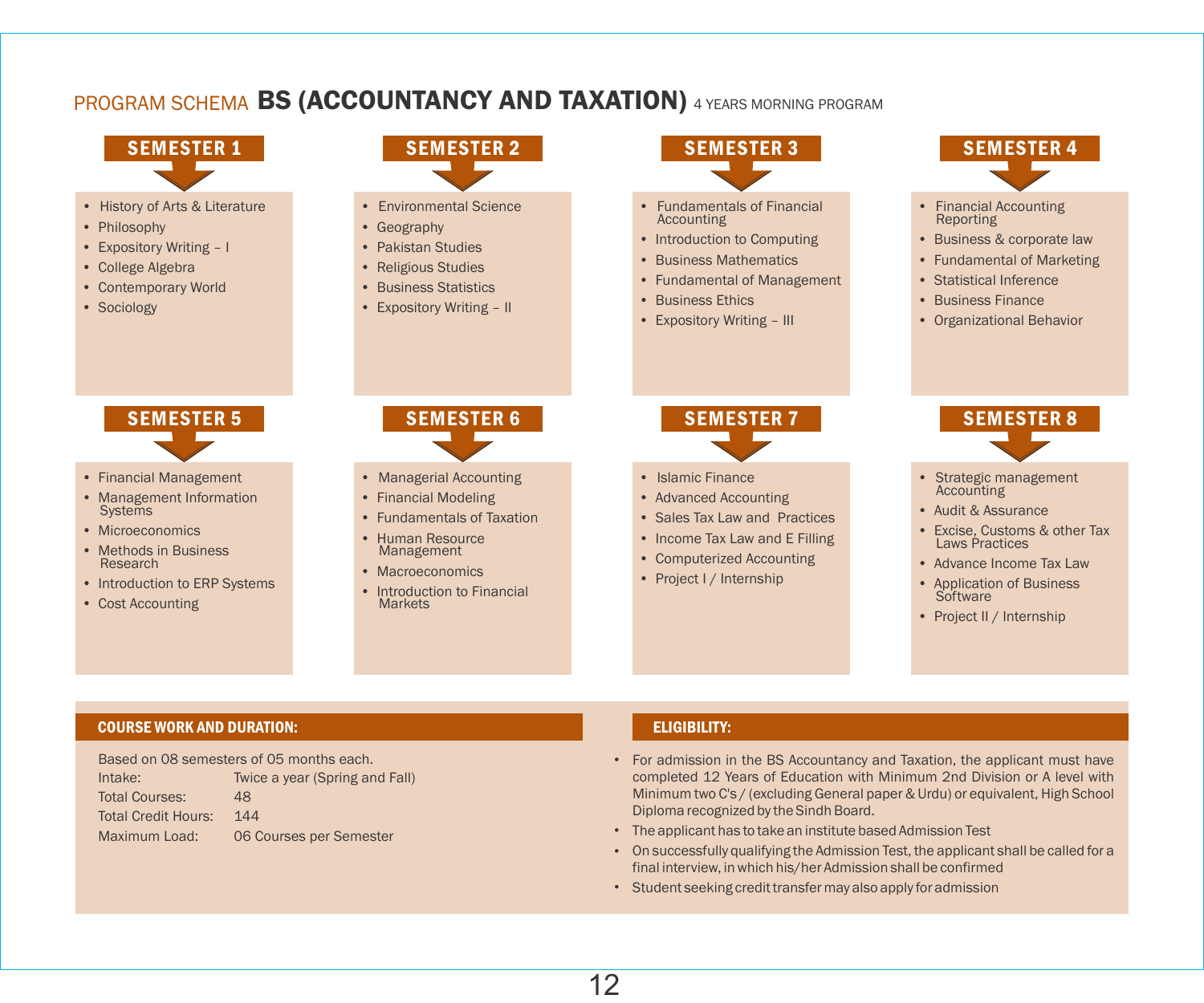# PROGRAM SCHEMA BS (ACCOUNTANCY AND TAXATION) 4 YEARS MORNING PROGRAM

## SEMESTER 1

- History of Arts & Literature
- Philosophy
- Expository Writing – I
- College Algebra
- Contemporary World
- Sociology

## SEMESTER 2

- Environmental Science
- Geography
- Pakistan Studies
- Religious Studies
- Business Statistics
- Expository Writing – II

## SEMESTER 3

- Fundamentals of Financial Accounting
- Introduction to Computing
- Business Mathematics
- Fundamental of Management
- Business Ethics
- Expository Writing – III

## SEMESTER 4

- Financial Accounting Reporting
- Business & corporate law
- Fundamental of Marketing
- Statistical Inference
- Business Finance
- Organizational Behavior

## SEMESTER 5

- Financial Management
- Management Information Systems
- Microeconomics
- Methods in Business Research
- Introduction to ERP Systems
- Cost Accounting

## SEMESTER 6

- Managerial Accounting
- Financial Modeling
- Fundamentals of Taxation
- Human Resource Management
- Macroeconomics
- Introduction to Financial Markets

## SEMESTER 7

- Islamic Finance
- Advanced Accounting
- Sales Tax Law and Practices
- Income Tax Law and E Filling
- Computerized Accounting
- Project I / Internship

## SEMESTER 8

- Strategic management Accounting
- Audit & Assurance
- Excise, Customs & other Tax Laws Practices
- Advance Income Tax Law
- Application of Business Software
- Project II / Internship

## COURSE WORK AND DURATION:

Based on 08 semesters of 05 months each.

| | |
|---|---|
| Intake: | Twice a year (Spring and Fall) |
| Total Courses: | 48 |
| Total Credit Hours: | 144 |
| Maximum Load: | 06 Courses per Semester |

## ELIGIBILITY:

- For admission in the BS Accountancy and Taxation, the applicant must have completed 12 Years of Education with Minimum 2nd Division or A level with Minimum two C's / (excluding General paper & Urdu) or equivalent, High School Diploma recognized by the Sindh Board.
- The applicant has to take an institute based Admission Test
- On successfully qualifying the Admission Test, the applicant shall be called for a final interview, in which his/her Admission shall be confirmed
- Student seeking credit transfer may also apply for admission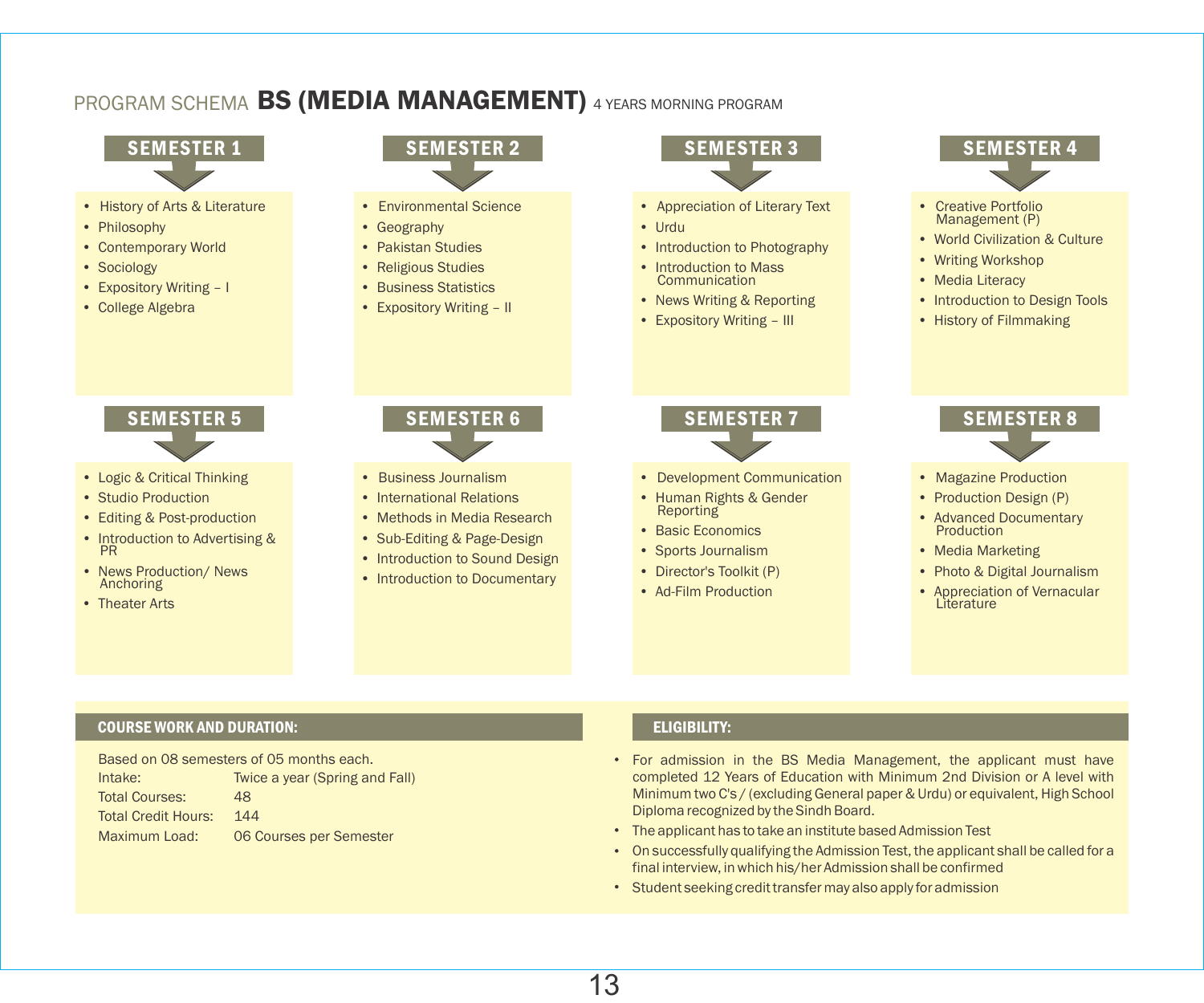# PROGRAM SCHEMA **BS (MEDIA MANAGEMENT)** 4 YEARS MORNING PROGRAM

## SEMESTER 1

- History of Arts & Literature
- Philosophy
- Contemporary World
- Sociology
- Expository Writing – I
- College Algebra

## SEMESTER 2

- Environmental Science
- Geography
- Pakistan Studies
- Religious Studies
- Business Statistics
- Expository Writing – II

## SEMESTER 3

- Appreciation of Literary Text
- Urdu
- Introduction to Photography
- Introduction to Mass Communication
- News Writing & Reporting
- Expository Writing – III

## SEMESTER 4

- Creative Portfolio Management (P)
- World Civilization & Culture
- Writing Workshop
- Media Literacy
- Introduction to Design Tools
- History of Filmmaking

## SEMESTER 5

- Logic & Critical Thinking
- Studio Production
- Editing & Post-production
- Introduction to Advertising & PR
- News Production/ News Anchoring
- Theater Arts

## SEMESTER 6

- Business Journalism
- International Relations
- Methods in Media Research
- Sub-Editing & Page-Design
- Introduction to Sound Design
- Introduction to Documentary

## SEMESTER 7

- Development Communication
- Human Rights & Gender Reporting
- Basic Economics
- Sports Journalism
- Director's Toolkit (P)
- Ad-Film Production

## SEMESTER 8

- Magazine Production
- Production Design (P)
- Advanced Documentary Production
- Media Marketing
- Photo & Digital Journalism
- Appreciation of Vernacular Literature

## COURSE WORK AND DURATION:

Based on 08 semesters of 05 months each.

| | |
|---|---|
| Intake: | Twice a year (Spring and Fall) |
| Total Courses: | 48 |
| Total Credit Hours: | 144 |
| Maximum Load: | 06 Courses per Semester |

## ELIGIBILITY:

- For admission in the BS Media Management, the applicant must have completed 12 Years of Education with Minimum 2nd Division or A level with Minimum two C's / (excluding General paper & Urdu) or equivalent, High School Diploma recognized by the Sindh Board.
- The applicant has to take an institute based Admission Test
- On successfully qualifying the Admission Test, the applicant shall be called for a final interview, in which his/her Admission shall be confirmed
- Student seeking credit transfer may also apply for admission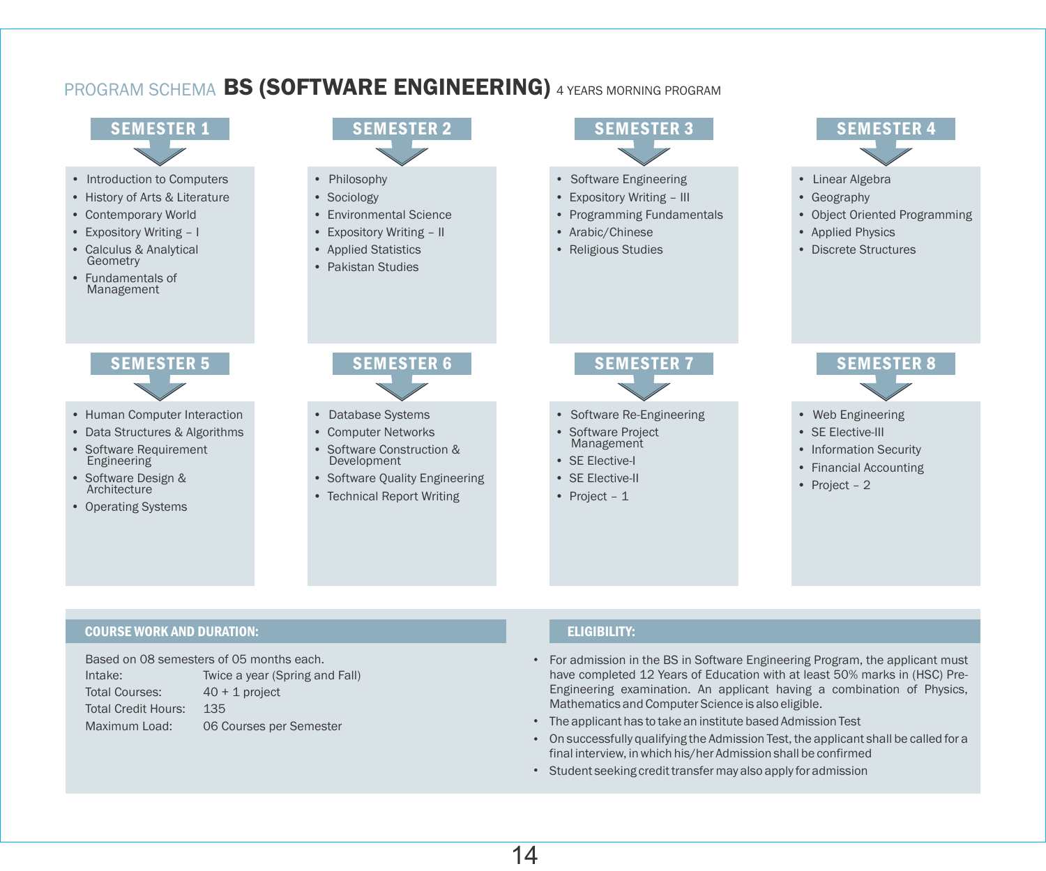# PROGRAM SCHEMA **BS (SOFTWARE ENGINEERING)** 4 YEARS MORNING PROGRAM

## SEMESTER 1

- Introduction to Computers
- History of Arts & Literature
- Contemporary World
- Expository Writing – I
- Calculus & Analytical Geometry
- Fundamentals of Management

## SEMESTER 2

- Philosophy
- Sociology
- Environmental Science
- Expository Writing – II
- Applied Statistics
- Pakistan Studies

## SEMESTER 3

- Software Engineering
- Expository Writing – III
- Programming Fundamentals
- Arabic/Chinese
- Religious Studies

## SEMESTER 4

- Linear Algebra
- Geography
- Object Oriented Programming
- Applied Physics
- Discrete Structures

## SEMESTER 5

- Human Computer Interaction
- Data Structures & Algorithms
- Software Requirement Engineering
- Software Design & Architecture
- Operating Systems

## SEMESTER 6

- Database Systems
- Computer Networks
- Software Construction & Development
- Software Quality Engineering
- Technical Report Writing

## SEMESTER 7

- Software Re-Engineering
- Software Project Management
- SE Elective-I
- SE Elective-II
- Project – 1

## SEMESTER 8

- Web Engineering
- SE Elective-III
- Information Security
- Financial Accounting
- Project – 2

## COURSE WORK AND DURATION:

Based on 08 semesters of 05 months each.

| | |
|---|---|
| Intake: | Twice a year (Spring and Fall) |
| Total Courses: | 40 + 1 project |
| Total Credit Hours: | 135 |
| Maximum Load: | 06 Courses per Semester |

## ELIGIBILITY:

- For admission in the BS in Software Engineering Program, the applicant must have completed 12 Years of Education with at least 50% marks in (HSC) Pre-Engineering examination. An applicant having a combination of Physics, Mathematics and Computer Science is also eligible.
- The applicant has to take an institute based Admission Test
- On successfully qualifying the Admission Test, the applicant shall be called for a final interview, in which his/her Admission shall be confirmed
- Student seeking credit transfer may also apply for admission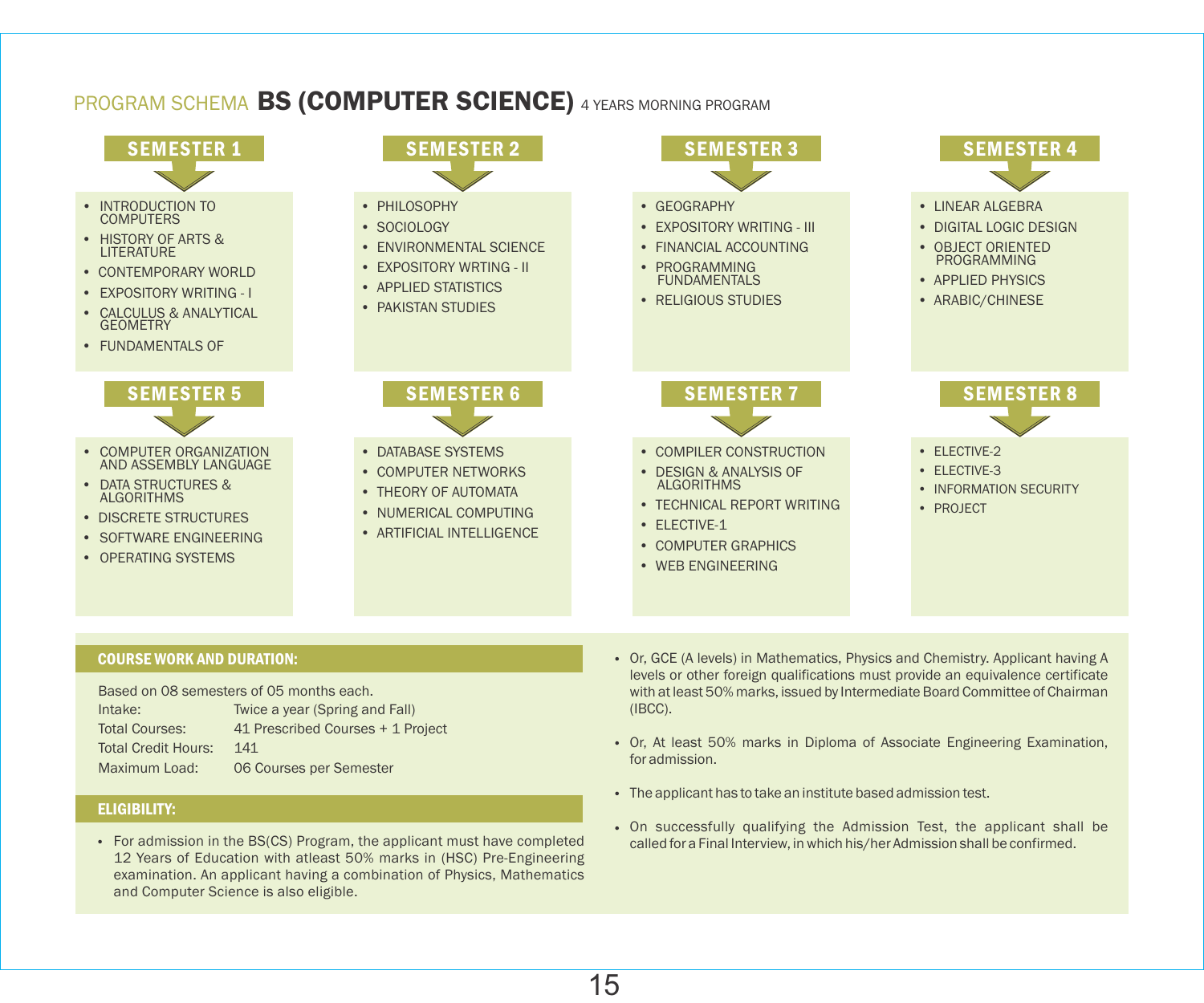# PROGRAM SCHEMA **BS (COMPUTER SCIENCE)** 4 YEARS MORNING PROGRAM

## SEMESTER 1

- INTRODUCTION TO COMPUTERS
- HISTORY OF ARTS & LITERATURE
- CONTEMPORARY WORLD
- EXPOSITORY WRITING - I
- CALCULUS & ANALYTICAL GEOMETRY
- FUNDAMENTALS OF

## SEMESTER 2

- PHILOSOPHY
- SOCIOLOGY
- ENVIRONMENTAL SCIENCE
- EXPOSITORY WRTING - II
- APPLIED STATISTICS
- PAKISTAN STUDIES

## SEMESTER 3

- GEOGRAPHY
- EXPOSITORY WRITING - III
- FINANCIAL ACCOUNTING
- PROGRAMMING FUNDAMENTALS
- RELIGIOUS STUDIES

## SEMESTER 4

- LINEAR ALGEBRA
- DIGITAL LOGIC DESIGN
- OBJECT ORIENTED PROGRAMMING
- APPLIED PHYSICS
- ARABIC/CHINESE

## SEMESTER 5

- COMPUTER ORGANIZATION AND ASSEMBLY LANGUAGE
- DATA STRUCTURES & ALGORITHMS
- DISCRETE STRUCTURES
- SOFTWARE ENGINEERING
- OPERATING SYSTEMS

## SEMESTER 6

- DATABASE SYSTEMS
- COMPUTER NETWORKS
- THEORY OF AUTOMATA
- NUMERICAL COMPUTING
- ARTIFICIAL INTELLIGENCE

## SEMESTER 7

- COMPILER CONSTRUCTION
- DESIGN & ANALYSIS OF ALGORITHMS
- TECHNICAL REPORT WRITING
- ELECTIVE-1
- COMPUTER GRAPHICS
- WEB ENGINEERING

## SEMESTER 8

- ELECTIVE-2
- ELECTIVE-3
- INFORMATION SECURITY
- PROJECT

## COURSE WORK AND DURATION:

Based on 08 semesters of 05 months each.

| | |
|---|---|
| Intake: | Twice a year (Spring and Fall) |
| Total Courses: | 41 Prescribed Courses + 1 Project |
| Total Credit Hours: | 141 |
| Maximum Load: | 06 Courses per Semester |

## ELIGIBILITY:

- For admission in the BS(CS) Program, the applicant must have completed 12 Years of Education with atleast 50% marks in (HSC) Pre-Engineering examination. An applicant having a combination of Physics, Mathematics and Computer Science is also eligible.
- Or, GCE (A levels) in Mathematics, Physics and Chemistry. Applicant having A levels or other foreign qualifications must provide an equivalence certificate with at least 50% marks, issued by Intermediate Board Committee of Chairman (IBCC).
- Or, At least 50% marks in Diploma of Associate Engineering Examination, for admission.
- The applicant has to take an institute based admission test.
- On successfully qualifying the Admission Test, the applicant shall be called for a Final Interview, in which his/her Admission shall be confirmed.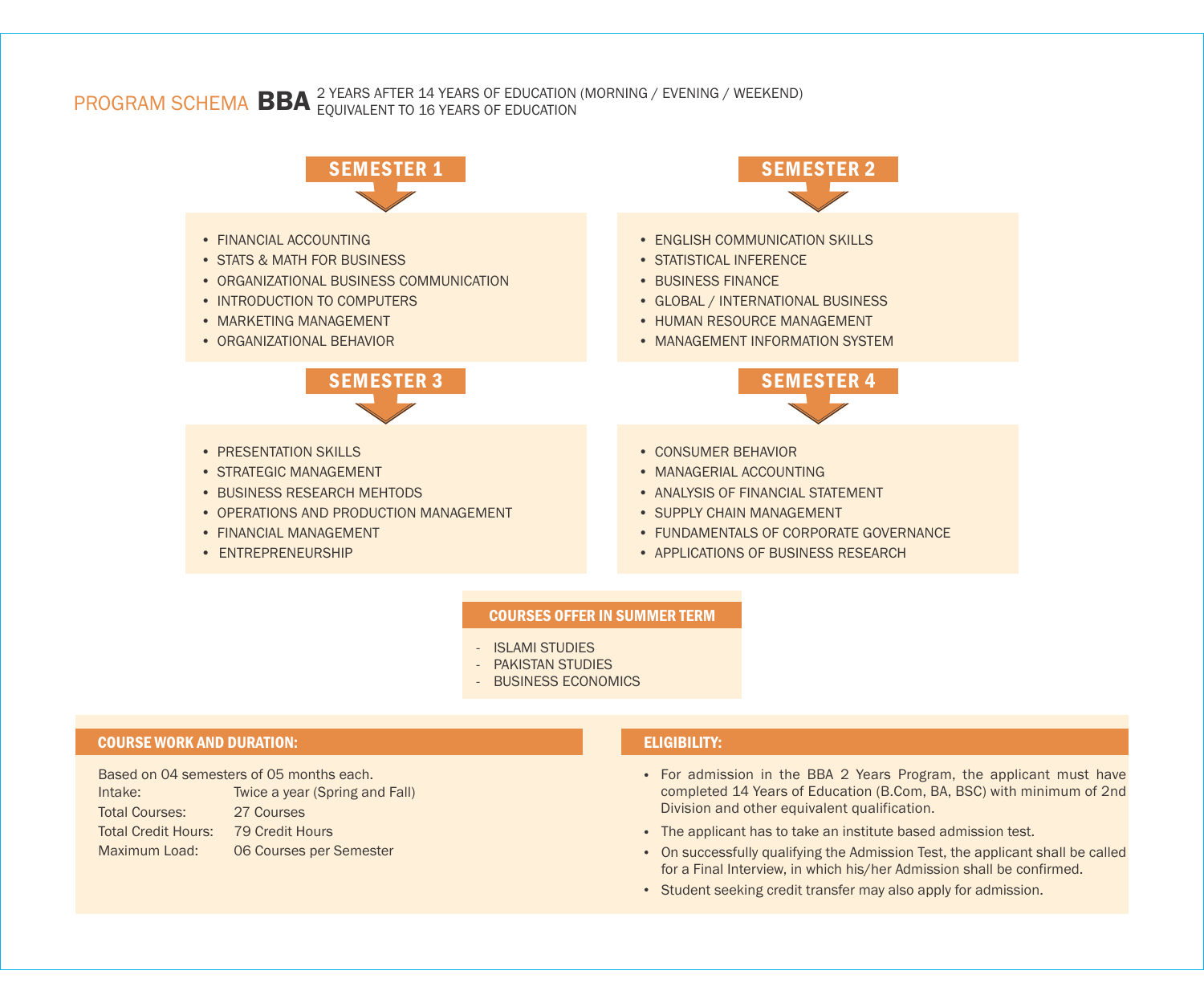# PROGRAM SCHEMA **BBA**

2 YEARS AFTER 14 YEARS OF EDUCATION (MORNING / EVENING / WEEKEND)
EQUIVALENT TO 16 YEARS OF EDUCATION

## SEMESTER 1

- FINANCIAL ACCOUNTING
- STATS & MATH FOR BUSINESS
- ORGANIZATIONAL BUSINESS COMMUNICATION
- INTRODUCTION TO COMPUTERS
- MARKETING MANAGEMENT
- ORGANIZATIONAL BEHAVIOR

## SEMESTER 2

- ENGLISH COMMUNICATION SKILLS
- STATISTICAL INFERENCE
- BUSINESS FINANCE
- GLOBAL / INTERNATIONAL BUSINESS
- HUMAN RESOURCE MANAGEMENT
- MANAGEMENT INFORMATION SYSTEM

## SEMESTER 3

- PRESENTATION SKILLS
- STRATEGIC MANAGEMENT
- BUSINESS RESEARCH MEHTODS
- OPERATIONS AND PRODUCTION MANAGEMENT
- FINANCIAL MANAGEMENT
- ENTREPRENEURSHIP

## SEMESTER 4

- CONSUMER BEHAVIOR
- MANAGERIAL ACCOUNTING
- ANALYSIS OF FINANCIAL STATEMENT
- SUPPLY CHAIN MANAGEMENT
- FUNDAMENTALS OF CORPORATE GOVERNANCE
- APPLICATIONS OF BUSINESS RESEARCH

## COURSES OFFER IN SUMMER TERM

- ISLAMI STUDIES
- PAKISTAN STUDIES
- BUSINESS ECONOMICS

## COURSE WORK AND DURATION:

Based on 04 semesters of 05 months each.

| | |
|---|---|
| Intake: | Twice a year (Spring and Fall) |
| Total Courses: | 27 Courses |
| Total Credit Hours: | 79 Credit Hours |
| Maximum Load: | 06 Courses per Semester |

## ELIGIBILITY:

- For admission in the BBA 2 Years Program, the applicant must have completed 14 Years of Education (B.Com, BA, BSC) with minimum of 2nd Division and other equivalent qualification.
- The applicant has to take an institute based admission test.
- On successfully qualifying the Admission Test, the applicant shall be called for a Final Interview, in which his/her Admission shall be confirmed.
- Student seeking credit transfer may also apply for admission.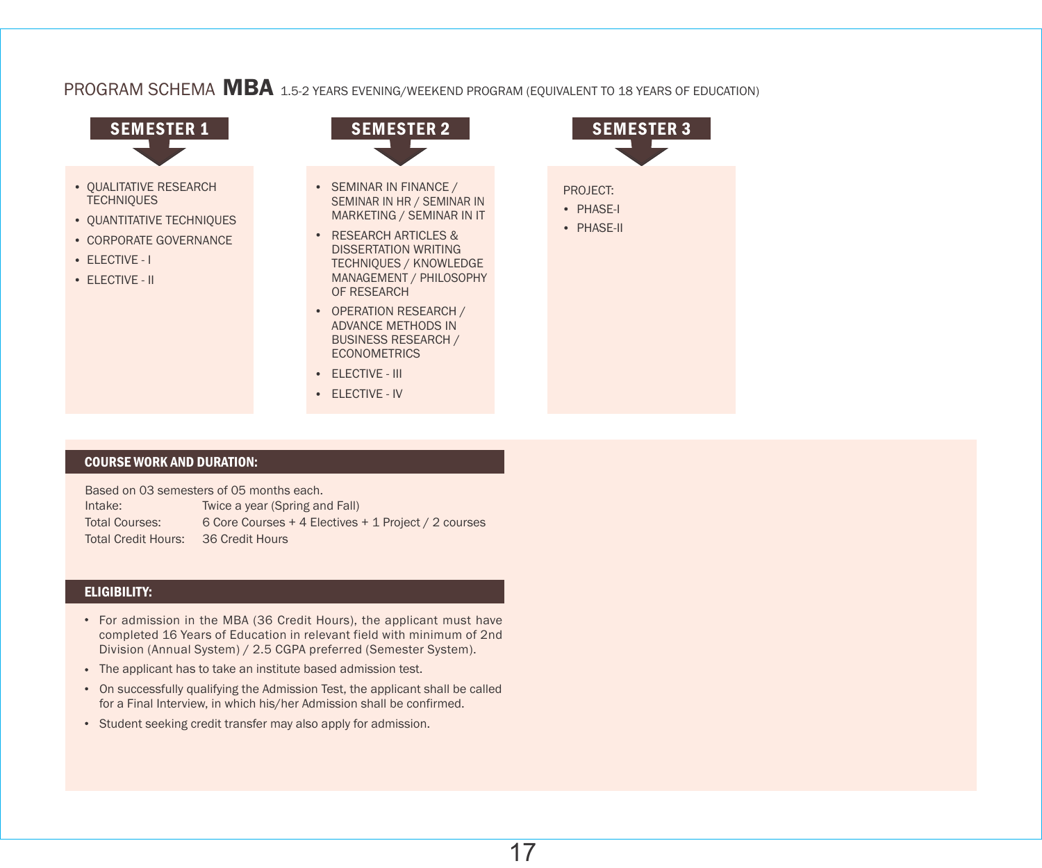# PROGRAM SCHEMA **MBA** 1.5-2 YEARS EVENING/WEEKEND PROGRAM (EQUIVALENT TO 18 YEARS OF EDUCATION)

## SEMESTER 1

- QUALITATIVE RESEARCH TECHNIQUES
- QUANTITATIVE TECHNIQUES
- CORPORATE GOVERNANCE
- ELECTIVE - I
- ELECTIVE - II

## SEMESTER 2

- SEMINAR IN FINANCE / SEMINAR IN HR / SEMINAR IN MARKETING / SEMINAR IN IT
- RESEARCH ARTICLES & DISSERTATION WRITING TECHNIQUES / KNOWLEDGE MANAGEMENT / PHILOSOPHY OF RESEARCH
- OPERATION RESEARCH / ADVANCE METHODS IN BUSINESS RESEARCH / ECONOMETRICS
- ELECTIVE - III
- ELECTIVE - IV

## SEMESTER 3

PROJECT:

- PHASE-I
- PHASE-II

## COURSE WORK AND DURATION:

Based on 03 semesters of 05 months each.

| | |
|---|---|
| Intake: | Twice a year (Spring and Fall) |
| Total Courses: | 6 Core Courses + 4 Electives + 1 Project / 2 courses |
| Total Credit Hours: | 36 Credit Hours |

## ELIGIBILITY:

- For admission in the MBA (36 Credit Hours), the applicant must have completed 16 Years of Education in relevant field with minimum of 2nd Division (Annual System) / 2.5 CGPA preferred (Semester System).
- The applicant has to take an institute based admission test.
- On successfully qualifying the Admission Test, the applicant shall be called for a Final Interview, in which his/her Admission shall be confirmed.
- Student seeking credit transfer may also apply for admission.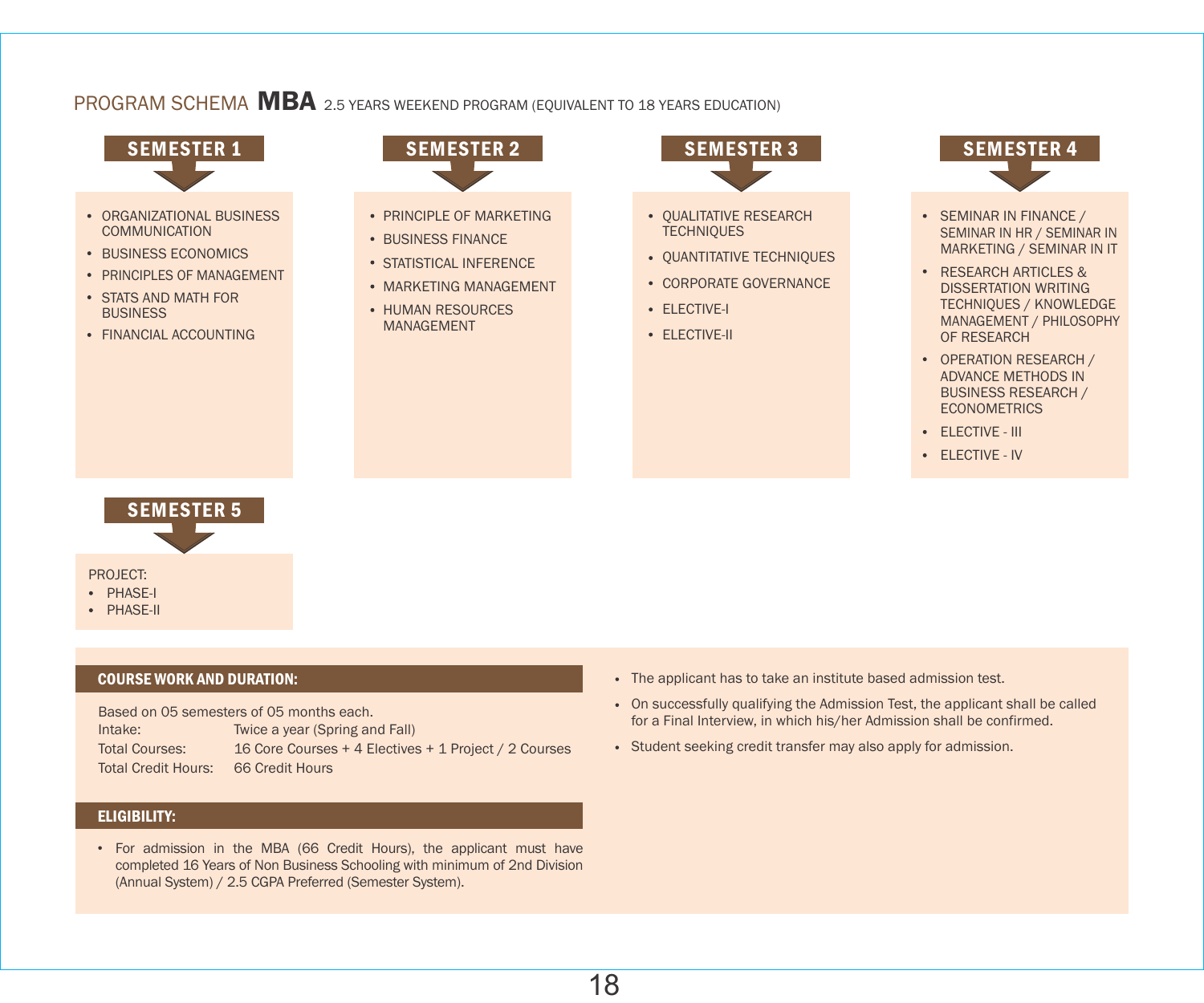# PROGRAM SCHEMA **MBA** 2.5 YEARS WEEKEND PROGRAM (EQUIVALENT TO 18 YEARS EDUCATION)

## SEMESTER 1

- ORGANIZATIONAL BUSINESS COMMUNICATION
- BUSINESS ECONOMICS
- PRINCIPLES OF MANAGEMENT
- STATS AND MATH FOR BUSINESS
- FINANCIAL ACCOUNTING

## SEMESTER 2

- PRINCIPLE OF MARKETING
- BUSINESS FINANCE
- STATISTICAL INFERENCE
- MARKETING MANAGEMENT
- HUMAN RESOURCES MANAGEMENT

## SEMESTER 3

- QUALITATIVE RESEARCH TECHNIQUES
- QUANTITATIVE TECHNIQUES
- CORPORATE GOVERNANCE
- ELECTIVE-I
- ELECTIVE-II

## SEMESTER 4

- SEMINAR IN FINANCE / SEMINAR IN HR / SEMINAR IN MARKETING / SEMINAR IN IT
- RESEARCH ARTICLES & DISSERTATION WRITING TECHNIQUES / KNOWLEDGE MANAGEMENT / PHILOSOPHY OF RESEARCH
- OPERATION RESEARCH / ADVANCE METHODS IN BUSINESS RESEARCH / ECONOMETRICS
- ELECTIVE - III
- ELECTIVE - IV

## SEMESTER 5

PROJECT:
- PHASE-I
- PHASE-II

### COURSE WORK AND DURATION:

Based on 05 semesters of 05 months each.

| | |
|---|---|
| Intake: | Twice a year (Spring and Fall) |
| Total Courses: | 16 Core Courses + 4 Electives + 1 Project / 2 Courses |
| Total Credit Hours: | 66 Credit Hours |

### ELIGIBILITY:

- For admission in the MBA (66 Credit Hours), the applicant must have completed 16 Years of Non Business Schooling with minimum of 2nd Division (Annual System) / 2.5 CGPA Preferred (Semester System).

- The applicant has to take an institute based admission test.
- On successfully qualifying the Admission Test, the applicant shall be called for a Final Interview, in which his/her Admission shall be confirmed.
- Student seeking credit transfer may also apply for admission.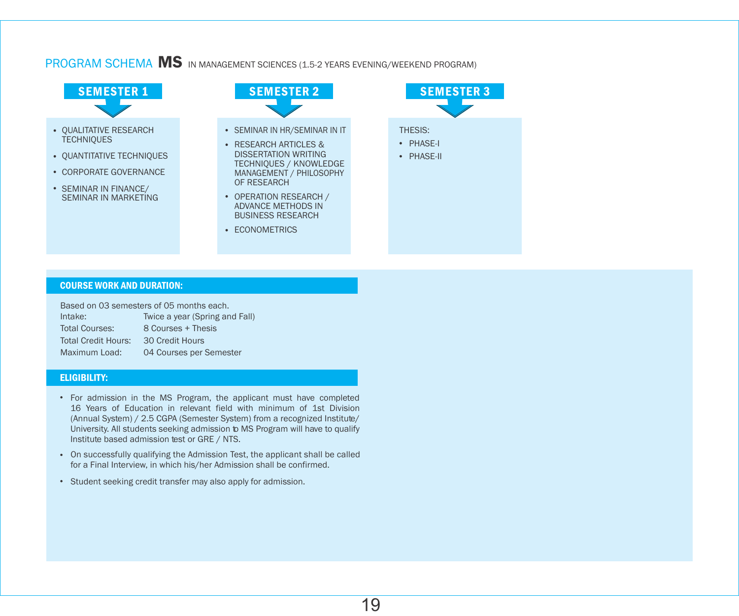# PROGRAM SCHEMA **MS** IN MANAGEMENT SCIENCES (1.5-2 YEARS EVENING/WEEKEND PROGRAM)

## SEMESTER 1

- QUALITATIVE RESEARCH TECHNIQUES
- QUANTITATIVE TECHNIQUES
- CORPORATE GOVERNANCE
- SEMINAR IN FINANCE/ SEMINAR IN MARKETING

## SEMESTER 2

- SEMINAR IN HR/SEMINAR IN IT
- RESEARCH ARTICLES & DISSERTATION WRITING TECHNIQUES / KNOWLEDGE MANAGEMENT / PHILOSOPHY OF RESEARCH
- OPERATION RESEARCH / ADVANCE METHODS IN BUSINESS RESEARCH
- ECONOMETRICS

## SEMESTER 3

THESIS:

- PHASE-I
- PHASE-II

## COURSE WORK AND DURATION:

Based on 03 semesters of 05 months each.

| | |
|---|---|
| Intake: | Twice a year (Spring and Fall) |
| Total Courses: | 8 Courses + Thesis |
| Total Credit Hours: | 30 Credit Hours |
| Maximum Load: | 04 Courses per Semester |

## ELIGIBILITY:

- For admission in the MS Program, the applicant must have completed 16 Years of Education in relevant field with minimum of 1st Division (Annual System) / 2.5 CGPA (Semester System) from a recognized Institute/ University. All students seeking admission to MS Program will have to qualify Institute based admission test or GRE / NTS.
- On successfully qualifying the Admission Test, the applicant shall be called for a Final Interview, in which his/her Admission shall be confirmed.
- Student seeking credit transfer may also apply for admission.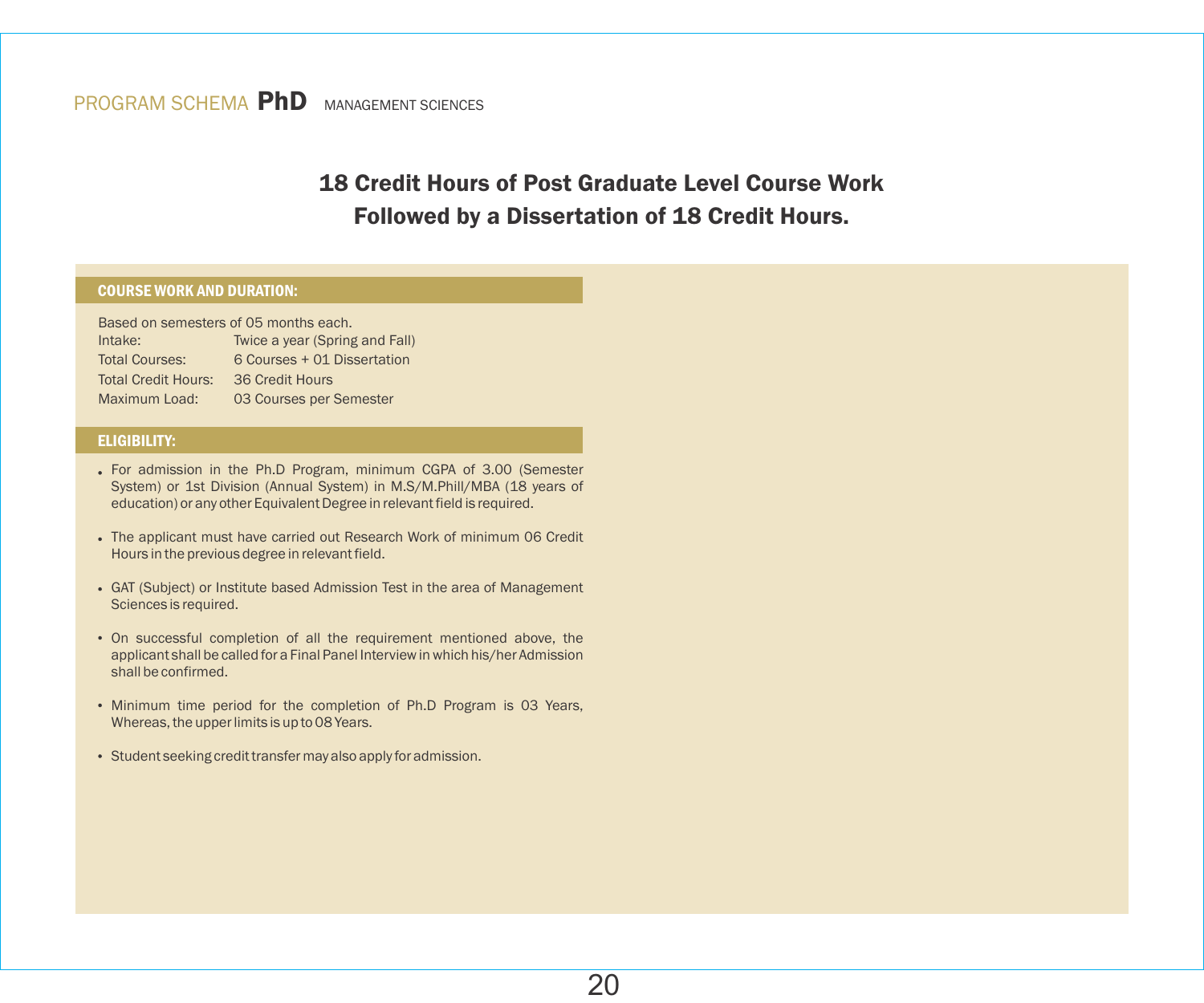PROGRAM SCHEMA **PhD** MANAGEMENT SCIENCES

## 18 Credit Hours of Post Graduate Level Course Work Followed by a Dissertation of 18 Credit Hours.

### COURSE WORK AND DURATION:

Based on semesters of 05 months each.

| | |
|---|---|
| Intake: | Twice a year (Spring and Fall) |
| Total Courses: | 6 Courses + 01 Dissertation |
| Total Credit Hours: | 36 Credit Hours |
| Maximum Load: | 03 Courses per Semester |

### ELIGIBILITY:

- For admission in the Ph.D Program, minimum CGPA of 3.00 (Semester System) or 1st Division (Annual System) in M.S/M.Phill/MBA (18 years of education) or any other Equivalent Degree in relevant field is required.
- The applicant must have carried out Research Work of minimum 06 Credit Hours in the previous degree in relevant field.
- GAT (Subject) or Institute based Admission Test in the area of Management Sciences is required.
- On successful completion of all the requirement mentioned above, the applicant shall be called for a Final Panel Interview in which his/her Admission shall be confirmed.
- Minimum time period for the completion of Ph.D Program is 03 Years, Whereas, the upper limits is up to 08 Years.
- Student seeking credit transfer may also apply for admission.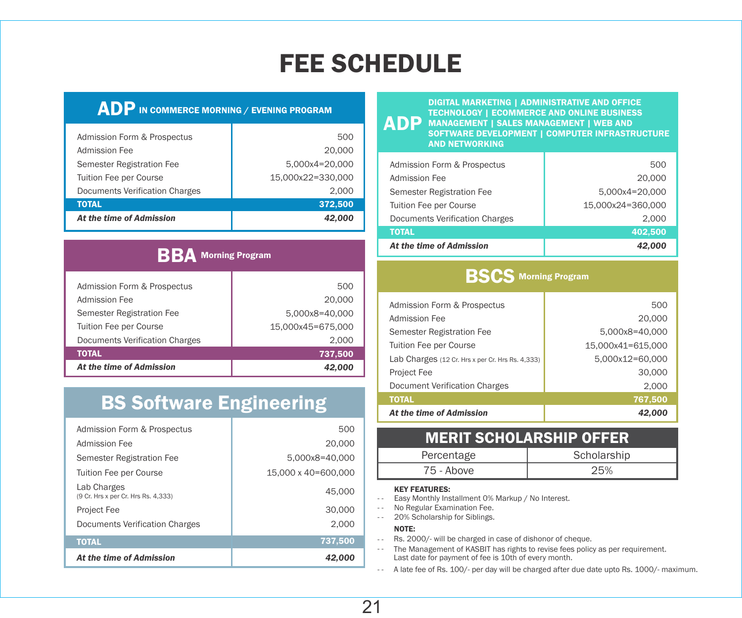# FEE SCHEDULE

## ADP IN COMMERCE MORNING / EVENING PROGRAM

| Item | Amount |
|---|---|
| Admission Form & Prospectus | 500 |
| Admission Fee | 20,000 |
| Semester Registration Fee | 5,000x4=20,000 |
| Tuition Fee per Course | 15,000x22=330,000 |
| Documents Verification Charges | 2,000 |
| **TOTAL** | **372,500** |
| ***At the time of Admission*** | ***42,000*** |

## BBA Morning Program

| Item | Amount |
|---|---|
| Admission Form & Prospectus | 500 |
| Admission Fee | 20,000 |
| Semester Registration Fee | 5,000x8=40,000 |
| Tuition Fee per Course | 15,000x45=675,000 |
| Documents Verification Charges | 2,000 |
| **TOTAL** | **737,500** |
| ***At the time of Admission*** | ***42,000*** |

## BS Software Engineering

| Item | Amount |
|---|---|
| Admission Form & Prospectus | 500 |
| Admission Fee | 20,000 |
| Semester Registration Fee | 5,000x8=40,000 |
| Tuition Fee per Course | 15,000 x 40=600,000 |
| Lab Charges (9 Cr. Hrs x per Cr. Hrs Rs. 4,333) | 45,000 |
| Project Fee | 30,000 |
| Documents Verification Charges | 2,000 |
| **TOTAL** | **737,500** |
| ***At the time of Admission*** | ***42,000*** |

## ADP DIGITAL MARKETING | ADMINISTRATIVE AND OFFICE TECHNOLOGY | ECOMMERCE AND ONLINE BUSINESS MANAGEMENT | SALES MANAGEMENT | WEB AND SOFTWARE DEVELOPMENT | COMPUTER INFRASTRUCTURE AND NETWORKING

| Item | Amount |
|---|---|
| Admission Form & Prospectus | 500 |
| Admission Fee | 20,000 |
| Semester Registration Fee | 5,000x4=20,000 |
| Tuition Fee per Course | 15,000x24=360,000 |
| Documents Verification Charges | 2,000 |
| **TOTAL** | **402,500** |
| ***At the time of Admission*** | ***42,000*** |

## BSCS Morning Program

| Item | Amount |
|---|---|
| Admission Form & Prospectus | 500 |
| Admission Fee | 20,000 |
| Semester Registration Fee | 5,000x8=40,000 |
| Tuition Fee per Course | 15,000x41=615,000 |
| Lab Charges (12 Cr. Hrs x per Cr. Hrs Rs. 4,333) | 5,000x12=60,000 |
| Project Fee | 30,000 |
| Document Verification Charges | 2,000 |
| **TOTAL** | **767,500** |
| ***At the time of Admission*** | ***42,000*** |

## MERIT SCHOLARSHIP OFFER

| Percentage | Scholarship |
|---|---|
| 75 - Above | 25% |

**KEY FEATURES:**

- Easy Monthly Installment 0% Markup / No Interest.
- No Regular Examination Fee.
- 20% Scholarship for Siblings.

**NOTE:**

- Rs. 2000/- will be charged in case of dishonor of cheque.
- The Management of KASBIT has rights to revise fees policy as per requirement. Last date for payment of fee is 10th of every month.
- A late fee of Rs. 100/- per day will be charged after due date upto Rs. 1000/- maximum.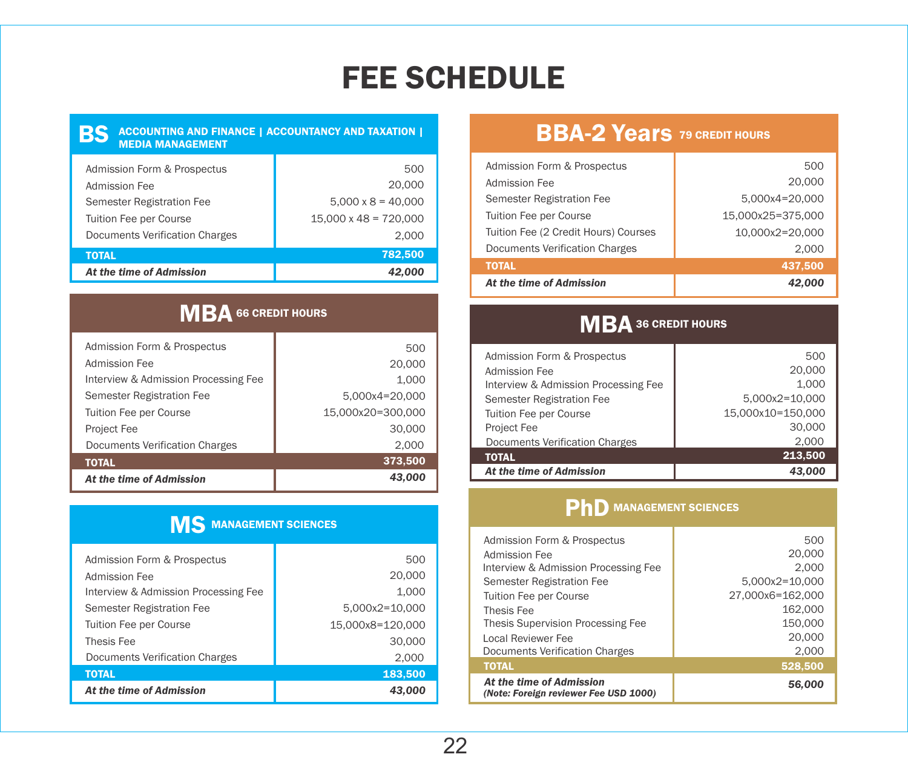# FEE SCHEDULE

## BS ACCOUNTING AND FINANCE | ACCOUNTANCY AND TAXATION | MEDIA MANAGEMENT

| Item | Amount |
|---|---|
| Admission Form & Prospectus | 500 |
| Admission Fee | 20,000 |
| Semester Registration Fee | 5,000 x 8 = 40,000 |
| Tuition Fee per Course | 15,000 x 48 = 720,000 |
| Documents Verification Charges | 2,000 |
| **TOTAL** | **782,500** |
| ***At the time of Admission*** | ***42,000*** |

## MBA 66 CREDIT HOURS

| Item | Amount |
|---|---|
| Admission Form & Prospectus | 500 |
| Admission Fee | 20,000 |
| Interview & Admission Processing Fee | 1,000 |
| Semester Registration Fee | 5,000x4=20,000 |
| Tuition Fee per Course | 15,000x20=300,000 |
| Project Fee | 30,000 |
| Documents Verification Charges | 2,000 |
| **TOTAL** | **373,500** |
| ***At the time of Admission*** | ***43,000*** |

## MS MANAGEMENT SCIENCES

| Item | Amount |
|---|---|
| Admission Form & Prospectus | 500 |
| Admission Fee | 20,000 |
| Interview & Admission Processing Fee | 1,000 |
| Semester Registration Fee | 5,000x2=10,000 |
| Tuition Fee per Course | 15,000x8=120,000 |
| Thesis Fee | 30,000 |
| Documents Verification Charges | 2,000 |
| **TOTAL** | **183,500** |
| ***At the time of Admission*** | ***43,000*** |

## BBA-2 Years 79 CREDIT HOURS

| Item | Amount |
|---|---|
| Admission Form & Prospectus | 500 |
| Admission Fee | 20,000 |
| Semester Registration Fee | 5,000x4=20,000 |
| Tuition Fee per Course | 15,000x25=375,000 |
| Tuition Fee (2 Credit Hours) Courses | 10,000x2=20,000 |
| Documents Verification Charges | 2,000 |
| **TOTAL** | **437,500** |
| ***At the time of Admission*** | ***42,000*** |

## MBA 36 CREDIT HOURS

| Item | Amount |
|---|---|
| Admission Form & Prospectus | 500 |
| Admission Fee | 20,000 |
| Interview & Admission Processing Fee | 1,000 |
| Semester Registration Fee | 5,000x2=10,000 |
| Tuition Fee per Course | 15,000x10=150,000 |
| Project Fee | 30,000 |
| Documents Verification Charges | 2,000 |
| **TOTAL** | **213,500** |
| ***At the time of Admission*** | ***43,000*** |

## PhD MANAGEMENT SCIENCES

| Item | Amount |
|---|---|
| Admission Form & Prospectus | 500 |
| Admission Fee | 20,000 |
| Interview & Admission Processing Fee | 2,000 |
| Semester Registration Fee | 5,000x2=10,000 |
| Tuition Fee per Course | 27,000x6=162,000 |
| Thesis Fee | 162,000 |
| Thesis Supervision Processing Fee | 150,000 |
| Local Reviewer Fee | 20,000 |
| Documents Verification Charges | 2,000 |
| **TOTAL** | **528,500** |
| ***At the time of Admission*** ***(Note: Foreign reviewer Fee USD 1000)*** | ***56,000*** |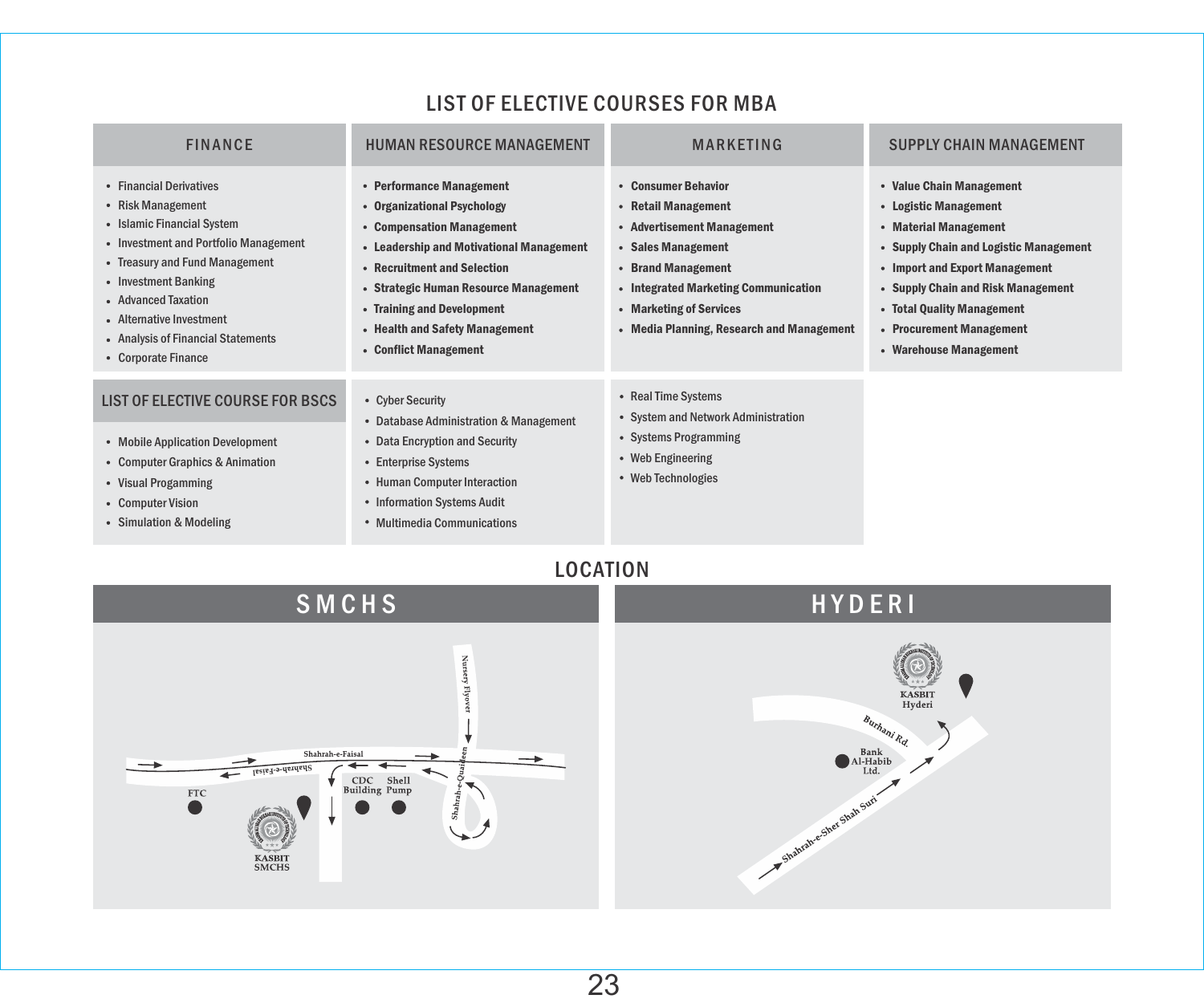# LIST OF ELECTIVE COURSES FOR MBA

## FINANCE

- Financial Derivatives
- Risk Management
- Islamic Financial System
- Investment and Portfolio Management
- Treasury and Fund Management
- Investment Banking
- Advanced Taxation
- Alternative Investment
- Analysis of Financial Statements
- Corporate Finance

## HUMAN RESOURCE MANAGEMENT

- **Performance Management**
- **Organizational Psychology**
- **Compensation Management**
- **Leadership and Motivational Management**
- **Recruitment and Selection**
- **Strategic Human Resource Management**
- **Training and Development**
- **Health and Safety Management**
- **Conflict Management**

## MARKETING

- **Consumer Behavior**
- **Retail Management**
- **Advertisement Management**
- **Sales Management**
- **Brand Management**
- **Integrated Marketing Communication**
- **Marketing of Services**
- **Media Planning, Research and Management**

## SUPPLY CHAIN MANAGEMENT

- **Value Chain Management**
- **Logistic Management**
- **Material Management**
- **Supply Chain and Logistic Management**
- **Import and Export Management**
- **Supply Chain and Risk Management**
- **Total Quality Management**
- **Procurement Management**
- **Warehouse Management**

## LIST OF ELECTIVE COURSE FOR BSCS

- Mobile Application Development
- Computer Graphics & Animation
- Visual Progamming
- Computer Vision
- Simulation & Modeling
- Cyber Security
- Database Administration & Management
- Data Encryption and Security
- Enterprise Systems
- Human Computer Interaction
- Information Systems Audit
- Multimedia Communications
- Real Time Systems
- System and Network Administration
- Systems Programming
- Web Engineering
- Web Technologies

# LOCATION

## SMCHS

Nursery Flyover, Shahrah-e-Faisal, Shahrah-e-Quaideen, FTC, CDC Building, Shell Pump, KASBIT SMCHS

## HYDERI

KASBIT Hyderi, Burhani Rd., Bank Al-Habib Ltd., Shahrah-e-Sher Shah Suri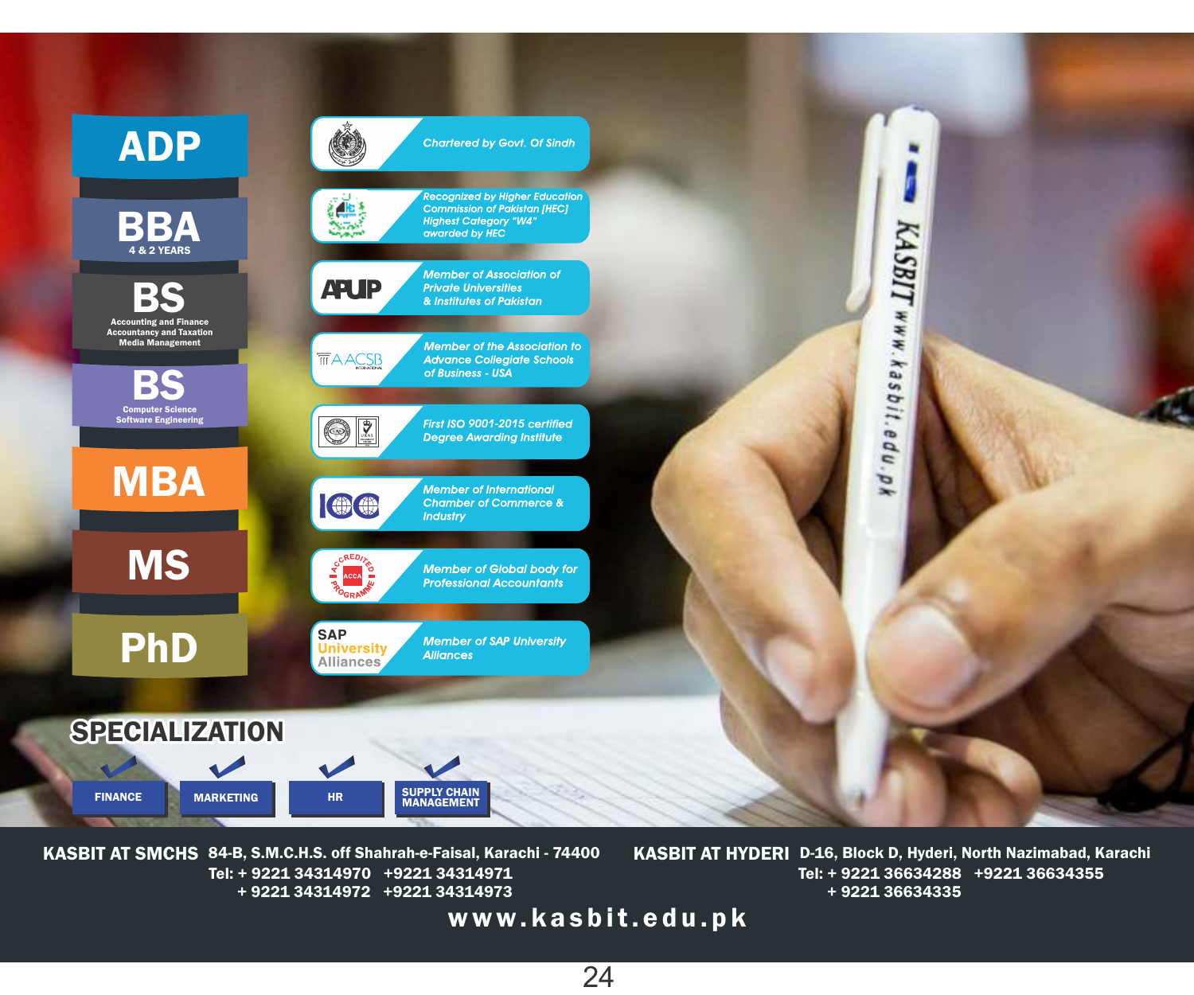## ADP

## BBA
4 & 2 YEARS

## BS
Accounting and Finance
Accountancy and Taxation
Media Management

## BS
Computer Science
Software Engineering

## MBA

## MS

## PhD

- *Chartered by Govt. Of Sindh*
- *Recognized by Higher Education Commission of Pakistan [HEC] Highest Category "W4" awarded by HEC*
- APUP — *Member of Association of Private Universities & Institutes of Pakistan*
- AACSB INTERNATIONAL — *Member of the Association to Advance Collegiate Schools of Business - USA*
- *First ISO 9001-2015 certified Degree Awarding Institute*
- ICC — *Member of International Chamber of Commerce & Industry*
- ACCA ACCREDITED PROGRAMME — *Member of Global body for Professional Accountants*
- SAP University Alliances — *Member of SAP University Alliances*

## SPECIALIZATION

- FINANCE
- MARKETING
- HR
- SUPPLY CHAIN MANAGEMENT

**KASBIT AT SMCHS** 84-B, S.M.C.H.S. off Shahrah-e-Faisal, Karachi - 74400
Tel: + 9221 34314970 +9221 34314971
+ 9221 34314972 +9221 34314973

**KASBIT AT HYDERI** D-16, Block D, Hyderi, North Nazimabad, Karachi
Tel: + 9221 36634288 +9221 36634355
+ 9221 36634335

**www.kasbit.edu.pk**